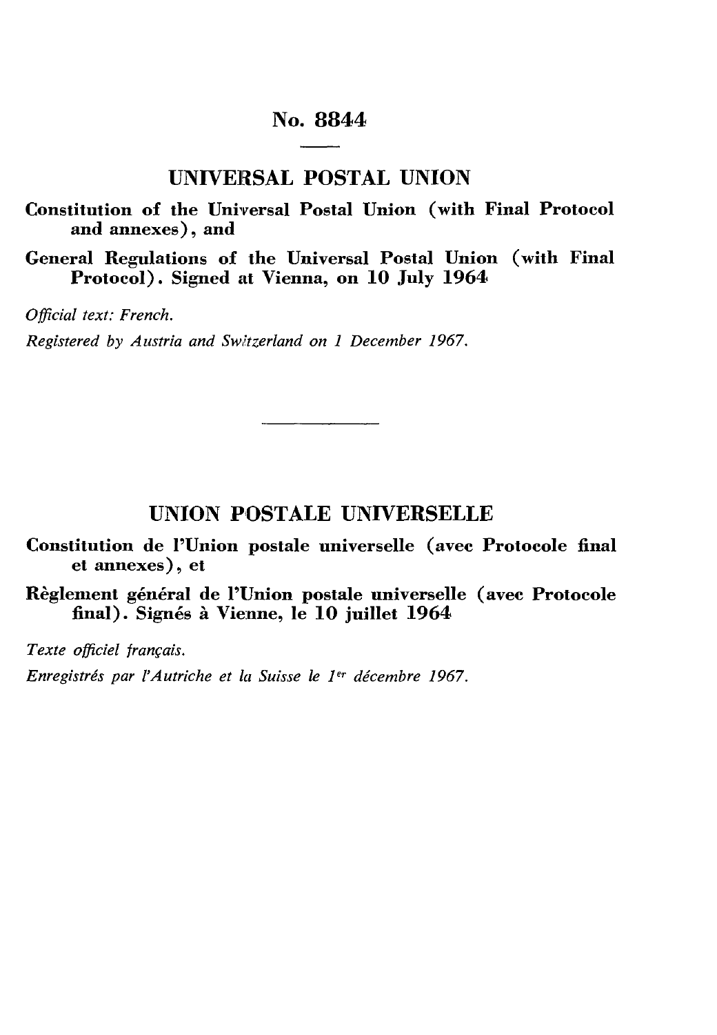# No. 8844

## UNIVERSAL POSTAL UNION

**Constitution of the Universal Postal Union (with Final Protocol and annexes), and**

**General Regulations of the Universal Postal Union (with Final Protocol). Signed at Vienna, on 10 July 1964**

*Official text: French.*

*Registered by Austria and Switzerland on 1 December 1967.*

---

## UNION POSTALE UNIVERSELLE

**Constitution de l'Union postale universelle (avec Protocole final et annexes), et**

**Règlement général de l'Union postale universelle (avec Protocole final). Signés à Vienne, le 10 juillet 1964**

*Texte officiel français.*

*Enregistrés par l'Autriche et la Suisse le 1er décembre 1967.*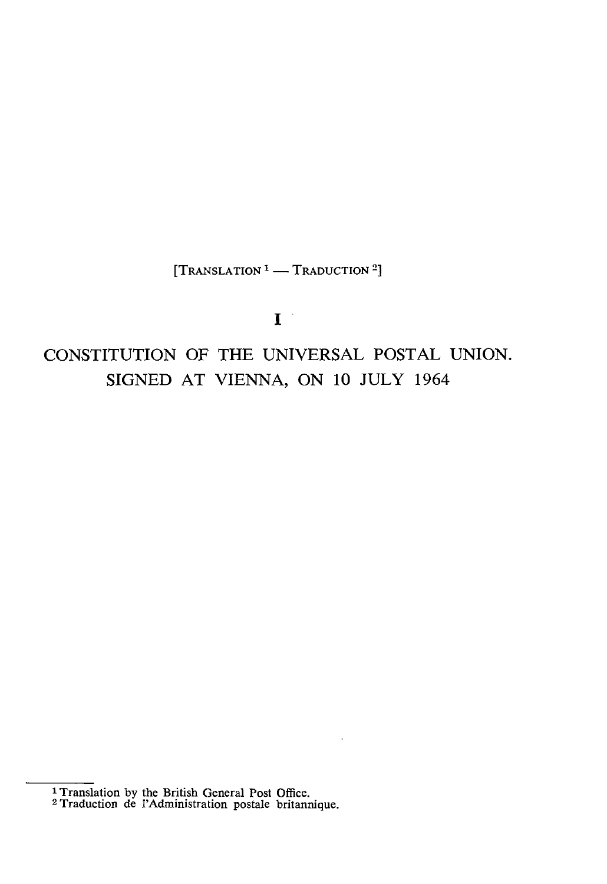[TRANSLATION[1] — TRADUCTION[2]]

# I

# CONSTITUTION OF THE UNIVERSAL POSTAL UNION. SIGNED AT VIENNA, ON 10 JULY 1964

---

[1] Translation by the British General Post Office.

[2] Traduction de l'Administration postale britannique.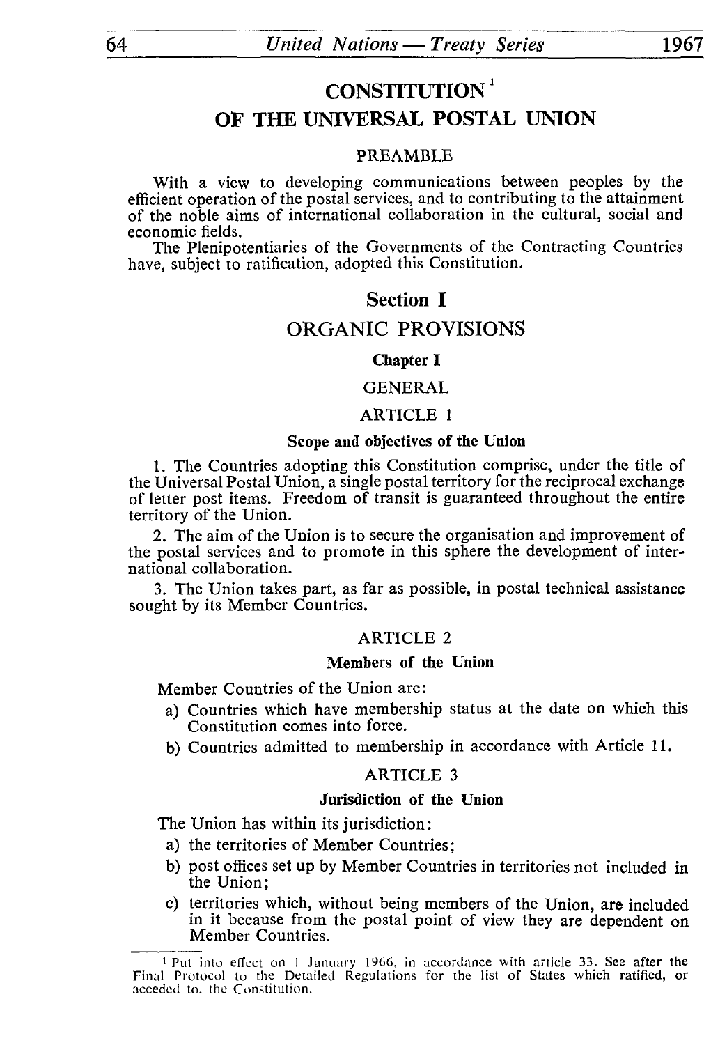# CONSTITUTION[1]

# OF THE UNIVERSAL POSTAL UNION

### PREAMBLE

With a view to developing communications between peoples by the efficient operation of the postal services, and to contributing to the attainment of the noble aims of international collaboration in the cultural, social and economic fields.

The Plenipotentiaries of the Governments of the Contracting Countries have, subject to ratification, adopted this Constitution.

## Section I

## ORGANIC PROVISIONS

### Chapter I

### GENERAL

#### ARTICLE 1

**Scope and objectives of the Union**

1. The Countries adopting this Constitution comprise, under the title of the Universal Postal Union, a single postal territory for the reciprocal exchange of letter post items. Freedom of transit is guaranteed throughout the entire territory of the Union.

2. The aim of the Union is to secure the organisation and improvement of the postal services and to promote in this sphere the development of international collaboration.

3. The Union takes part, as far as possible, in postal technical assistance sought by its Member Countries.

#### ARTICLE 2

**Members of the Union**

Member Countries of the Union are:

a) Countries which have membership status at the date on which this Constitution comes into force.
b) Countries admitted to membership in accordance with Article 11.

#### ARTICLE 3

**Jurisdiction of the Union**

The Union has within its jurisdiction:

a) the territories of Member Countries;
b) post offices set up by Member Countries in territories not included in the Union;
c) territories which, without being members of the Union, are included in it because from the postal point of view they are dependent on Member Countries.

---

[1] Put into effect on 1 January 1966, in accordance with article 33. See after the Final Protocol to the Detailed Regulations for the list of States which ratified, or acceded to, the Constitution.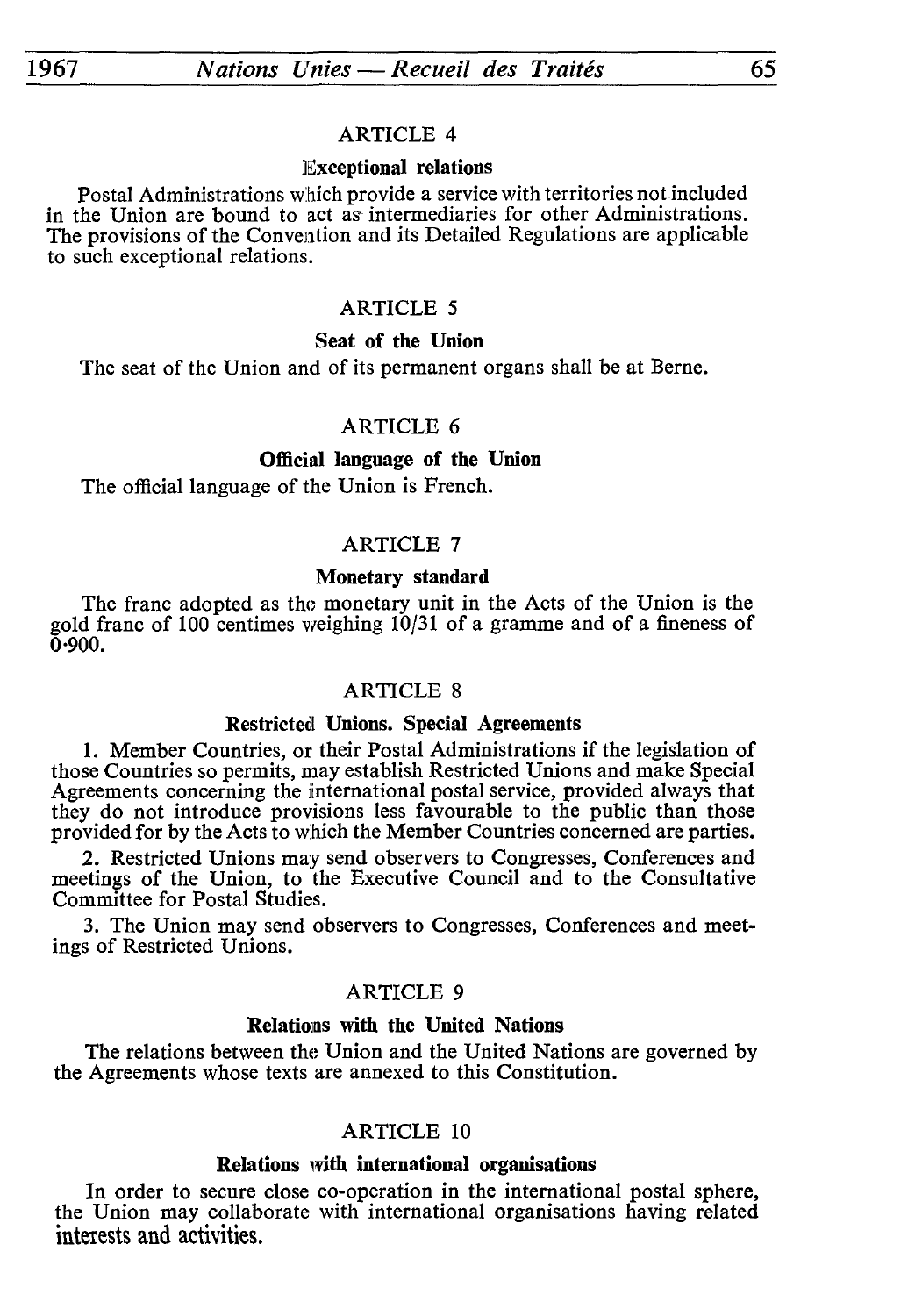### ARTICLE 4

**Exceptional relations**

Postal Administrations which provide a service with territories not included in the Union are bound to act as intermediaries for other Administrations. The provisions of the Convention and its Detailed Regulations are applicable to such exceptional relations.

### ARTICLE 5

**Seat of the Union**

The seat of the Union and of its permanent organs shall be at Berne.

### ARTICLE 6

**Official language of the Union**

The official language of the Union is French.

### ARTICLE 7

**Monetary standard**

The franc adopted as the monetary unit in the Acts of the Union is the gold franc of 100 centimes weighing 10/31 of a gramme and of a fineness of 0·900.

### ARTICLE 8

**Restricted Unions. Special Agreements**

1. Member Countries, or their Postal Administrations if the legislation of those Countries so permits, may establish Restricted Unions and make Special Agreements concerning the international postal service, provided always that they do not introduce provisions less favourable to the public than those provided for by the Acts to which the Member Countries concerned are parties.

2. Restricted Unions may send observers to Congresses, Conferences and meetings of the Union, to the Executive Council and to the Consultative Committee for Postal Studies.

3. The Union may send observers to Congresses, Conferences and meetings of Restricted Unions.

### ARTICLE 9

**Relations with the United Nations**

The relations between the Union and the United Nations are governed by the Agreements whose texts are annexed to this Constitution.

### ARTICLE 10

**Relations with international organisations**

In order to secure close co-operation in the international postal sphere, the Union may collaborate with international organisations having related interests and activities.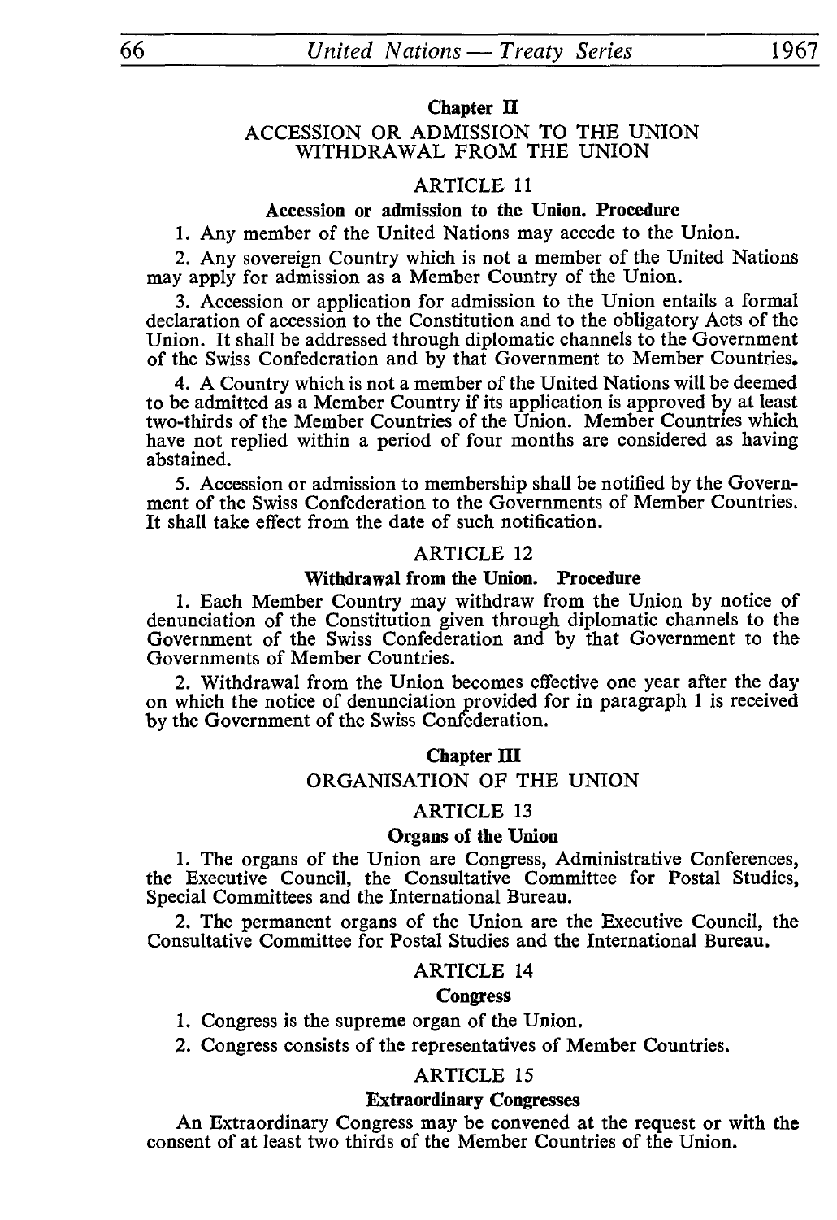## Chapter II

### ACCESSION OR ADMISSION TO THE UNION WITHDRAWAL FROM THE UNION

### ARTICLE 11

**Accession or admission to the Union. Procedure**

1. Any member of the United Nations may accede to the Union.

2. Any sovereign Country which is not a member of the United Nations may apply for admission as a Member Country of the Union.

3. Accession or application for admission to the Union entails a formal declaration of accession to the Constitution and to the obligatory Acts of the Union. It shall be addressed through diplomatic channels to the Government of the Swiss Confederation and by that Government to Member Countries.

4. A Country which is not a member of the United Nations will be deemed to be admitted as a Member Country if its application is approved by at least two-thirds of the Member Countries of the Union. Member Countries which have not replied within a period of four months are considered as having abstained.

5. Accession or admission to membership shall be notified by the Government of the Swiss Confederation to the Governments of Member Countries. It shall take effect from the date of such notification.

### ARTICLE 12

**Withdrawal from the Union. Procedure**

1. Each Member Country may withdraw from the Union by notice of denunciation of the Constitution given through diplomatic channels to the Government of the Swiss Confederation and by that Government to the Governments of Member Countries.

2. Withdrawal from the Union becomes effective one year after the day on which the notice of denunciation provided for in paragraph 1 is received by the Government of the Swiss Confederation.

## Chapter III

### ORGANISATION OF THE UNION

### ARTICLE 13

**Organs of the Union**

1. The organs of the Union are Congress, Administrative Conferences, the Executive Council, the Consultative Committee for Postal Studies, Special Committees and the International Bureau.

2. The permanent organs of the Union are the Executive Council, the Consultative Committee for Postal Studies and the International Bureau.

### ARTICLE 14

**Congress**

1. Congress is the supreme organ of the Union.

2. Congress consists of the representatives of Member Countries.

### ARTICLE 15

**Extraordinary Congresses**

An Extraordinary Congress may be convened at the request or with the consent of at least two thirds of the Member Countries of the Union.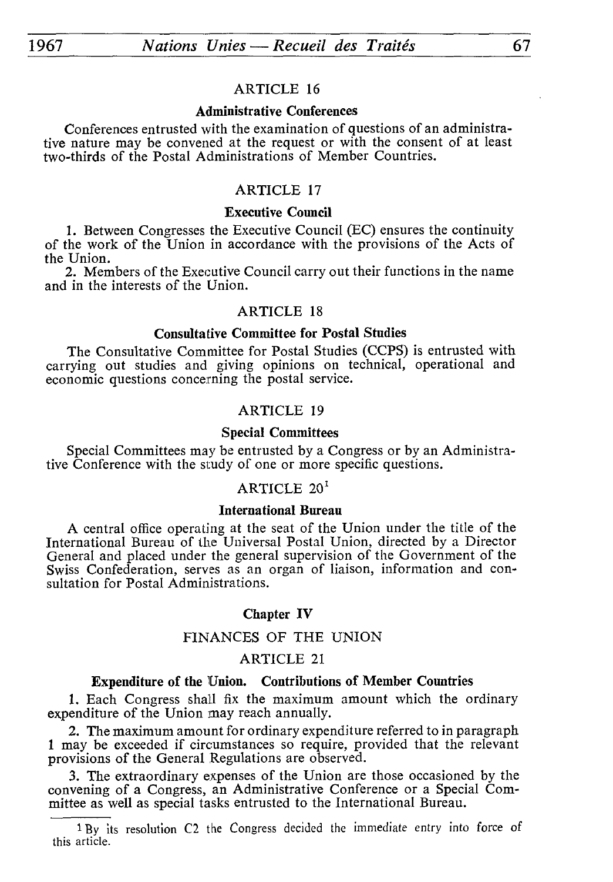### ARTICLE 16

**Administrative Conferences**

Conferences entrusted with the examination of questions of an administrative nature may be convened at the request or with the consent of at least two-thirds of the Postal Administrations of Member Countries.

### ARTICLE 17

**Executive Council**

1. Between Congresses the Executive Council (EC) ensures the continuity of the work of the Union in accordance with the provisions of the Acts of the Union.

2. Members of the Executive Council carry out their functions in the name and in the interests of the Union.

### ARTICLE 18

**Consultative Committee for Postal Studies**

The Consultative Committee for Postal Studies (CCPS) is entrusted with carrying out studies and giving opinions on technical, operational and economic questions concerning the postal service.

### ARTICLE 19

**Special Committees**

Special Committees may be entrusted by a Congress or by an Administrative Conference with the study of one or more specific questions.

### ARTICLE 20[1]

**International Bureau**

A central office operating at the seat of the Union under the title of the International Bureau of the Universal Postal Union, directed by a Director General and placed under the general supervision of the Government of the Swiss Confederation, serves as an organ of liaison, information and consultation for Postal Administrations.

## Chapter IV

## FINANCES OF THE UNION

### ARTICLE 21

**Expenditure of the Union. Contributions of Member Countries**

1. Each Congress shall fix the maximum amount which the ordinary expenditure of the Union may reach annually.

2. The maximum amount for ordinary expenditure referred to in paragraph 1 may be exceeded if circumstances so require, provided that the relevant provisions of the General Regulations are observed.

3. The extraordinary expenses of the Union are those occasioned by the convening of a Congress, an Administrative Conference or a Special Committee as well as special tasks entrusted to the International Bureau.

---

[1] By its resolution C2 the Congress decided the immediate entry into force of this article.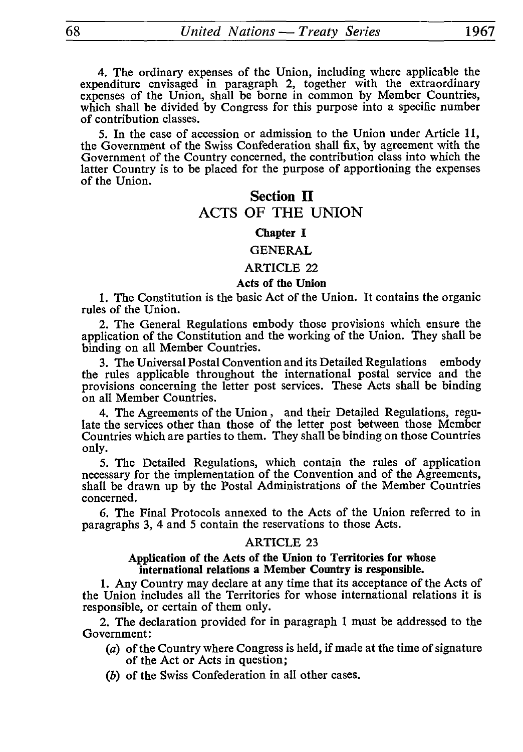4. The ordinary expenses of the Union, including where applicable the expenditure envisaged in paragraph 2, together with the extraordinary expenses of the Union, shall be borne in common by Member Countries, which shall be divided by Congress for this purpose into a specific number of contribution classes.

5. In the case of accession or admission to the Union under Article 11, the Government of the Swiss Confederation shall fix, by agreement with the Government of the Country concerned, the contribution class into which the latter Country is to be placed for the purpose of apportioning the expenses of the Union.

## Section II

## ACTS OF THE UNION

### Chapter I

### GENERAL

### ARTICLE 22

**Acts of the Union**

1. The Constitution is the basic Act of the Union. It contains the organic rules of the Union.

2. The General Regulations embody those provisions which ensure the application of the Constitution and the working of the Union. They shall be binding on all Member Countries.

3. The Universal Postal Convention and its Detailed Regulations embody the rules applicable throughout the international postal service and the provisions concerning the letter post services. These Acts shall be binding on all Member Countries.

4. The Agreements of the Union, and their Detailed Regulations, regulate the services other than those of the letter post between those Member Countries which are parties to them. They shall be binding on those Countries only.

5. The Detailed Regulations, which contain the rules of application necessary for the implementation of the Convention and of the Agreements, shall be drawn up by the Postal Administrations of the Member Countries concerned.

6. The Final Protocols annexed to the Acts of the Union referred to in paragraphs 3, 4 and 5 contain the reservations to those Acts.

### ARTICLE 23

**Application of the Acts of the Union to Territories for whose international relations a Member Country is responsible.**

1. Any Country may declare at any time that its acceptance of the Acts of the Union includes all the Territories for whose international relations it is responsible, or certain of them only.

2. The declaration provided for in paragraph 1 must be addressed to the Government:

(*a*) of the Country where Congress is held, if made at the time of signature of the Act or Acts in question;

(*b*) of the Swiss Confederation in all other cases.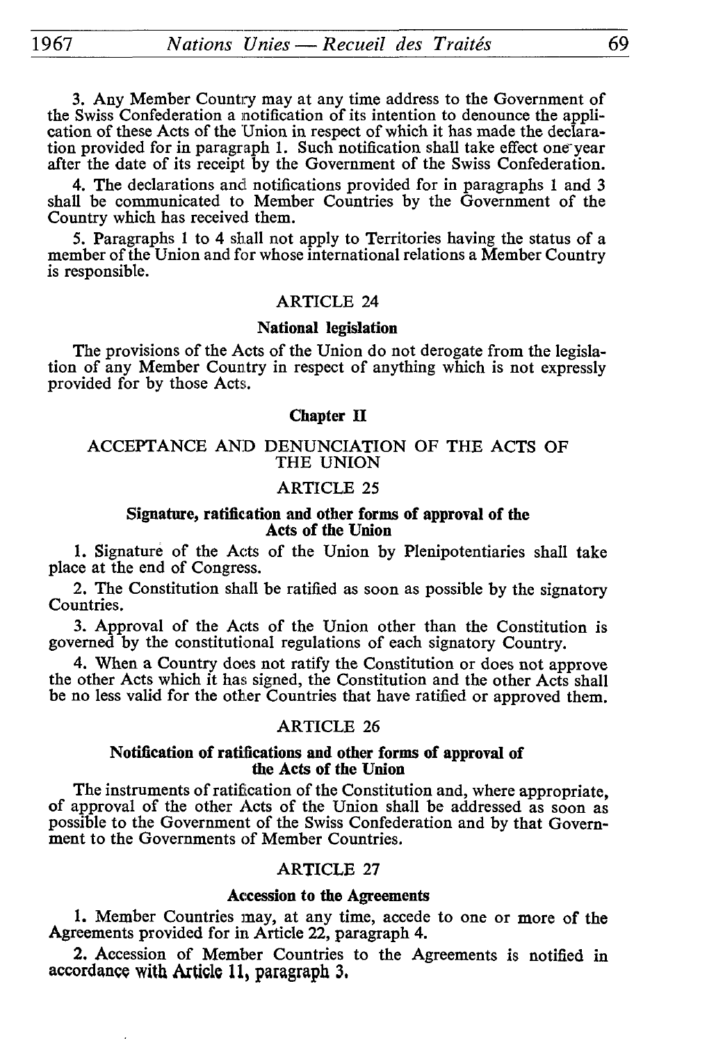3. Any Member Country may at any time address to the Government of the Swiss Confederation a notification of its intention to denounce the application of these Acts of the Union in respect of which it has made the declaration provided for in paragraph 1. Such notification shall take effect one year after the date of its receipt by the Government of the Swiss Confederation.

4. The declarations and notifications provided for in paragraphs 1 and 3 shall be communicated to Member Countries by the Government of the Country which has received them.

5. Paragraphs 1 to 4 shall not apply to Territories having the status of a member of the Union and for whose international relations a Member Country is responsible.

### ARTICLE 24

**National legislation**

The provisions of the Acts of the Union do not derogate from the legislation of any Member Country in respect of anything which is not expressly provided for by those Acts.

## Chapter II

## ACCEPTANCE AND DENUNCIATION OF THE ACTS OF THE UNION

### ARTICLE 25

**Signature, ratification and other forms of approval of the Acts of the Union**

1. Signature of the Acts of the Union by Plenipotentiaries shall take place at the end of Congress.

2. The Constitution shall be ratified as soon as possible by the signatory Countries.

3. Approval of the Acts of the Union other than the Constitution is governed by the constitutional regulations of each signatory Country.

4. When a Country does not ratify the Constitution or does not approve the other Acts which it has signed, the Constitution and the other Acts shall be no less valid for the other Countries that have ratified or approved them.

### ARTICLE 26

**Notification of ratifications and other forms of approval of the Acts of the Union**

The instruments of ratification of the Constitution and, where appropriate, of approval of the other Acts of the Union shall be addressed as soon as possible to the Government of the Swiss Confederation and by that Government to the Governments of Member Countries.

### ARTICLE 27

**Accession to the Agreements**

1. Member Countries may, at any time, accede to one or more of the Agreements provided for in Article 22, paragraph 4.

2. Accession of Member Countries to the Agreements is notified in accordance with Article 11, paragraph 3.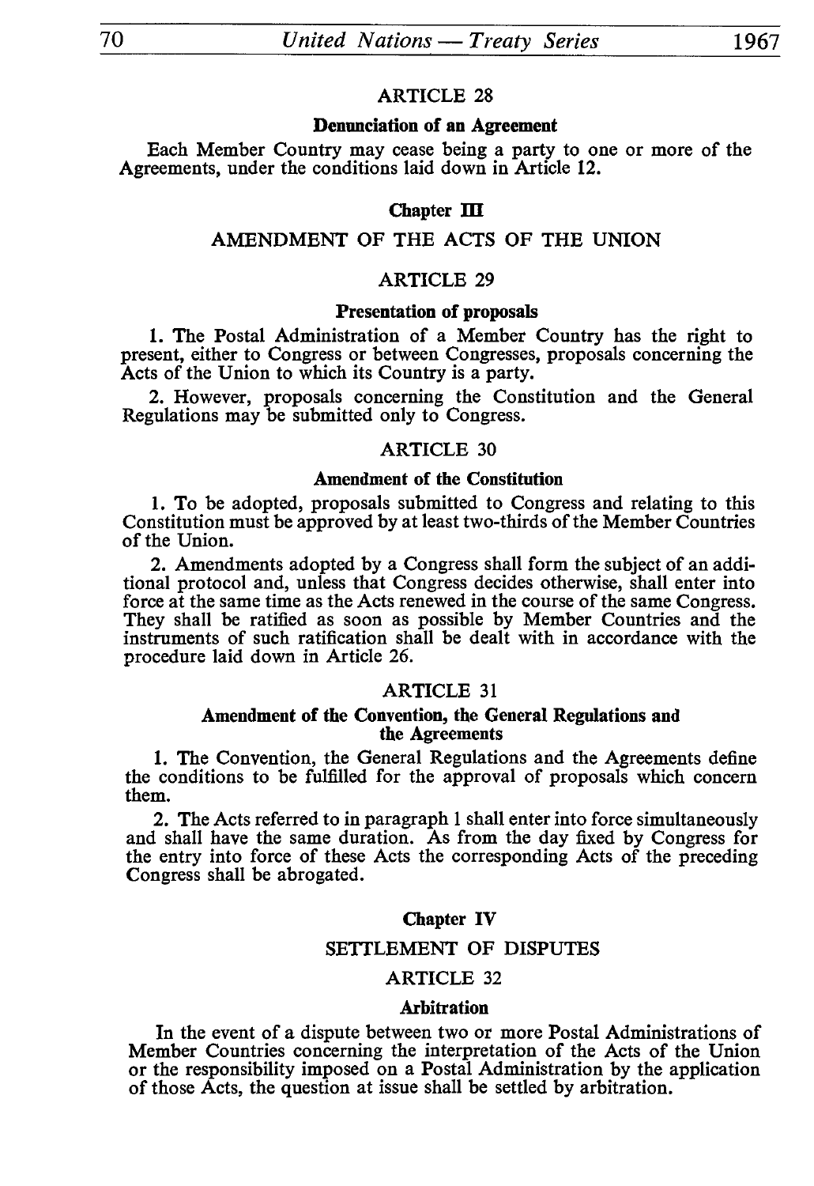### ARTICLE 28

**Denunciation of an Agreement**

Each Member Country may cease being a party to one or more of the Agreements, under the conditions laid down in Article 12.

## Chapter III

## AMENDMENT OF THE ACTS OF THE UNION

### ARTICLE 29

**Presentation of proposals**

1. The Postal Administration of a Member Country has the right to present, either to Congress or between Congresses, proposals concerning the Acts of the Union to which its Country is a party.

2. However, proposals concerning the Constitution and the General Regulations may be submitted only to Congress.

### ARTICLE 30

**Amendment of the Constitution**

1. To be adopted, proposals submitted to Congress and relating to this Constitution must be approved by at least two-thirds of the Member Countries of the Union.

2. Amendments adopted by a Congress shall form the subject of an additional protocol and, unless that Congress decides otherwise, shall enter into force at the same time as the Acts renewed in the course of the same Congress. They shall be ratified as soon as possible by Member Countries and the instruments of such ratification shall be dealt with in accordance with the procedure laid down in Article 26.

### ARTICLE 31

**Amendment of the Convention, the General Regulations and the Agreements**

1. The Convention, the General Regulations and the Agreements define the conditions to be fulfilled for the approval of proposals which concern them.

2. The Acts referred to in paragraph 1 shall enter into force simultaneously and shall have the same duration. As from the day fixed by Congress for the entry into force of these Acts the corresponding Acts of the preceding Congress shall be abrogated.

## Chapter IV

## SETTLEMENT OF DISPUTES

### ARTICLE 32

**Arbitration**

In the event of a dispute between two or more Postal Administrations of Member Countries concerning the interpretation of the Acts of the Union or the responsibility imposed on a Postal Administration by the application of those Acts, the question at issue shall be settled by arbitration.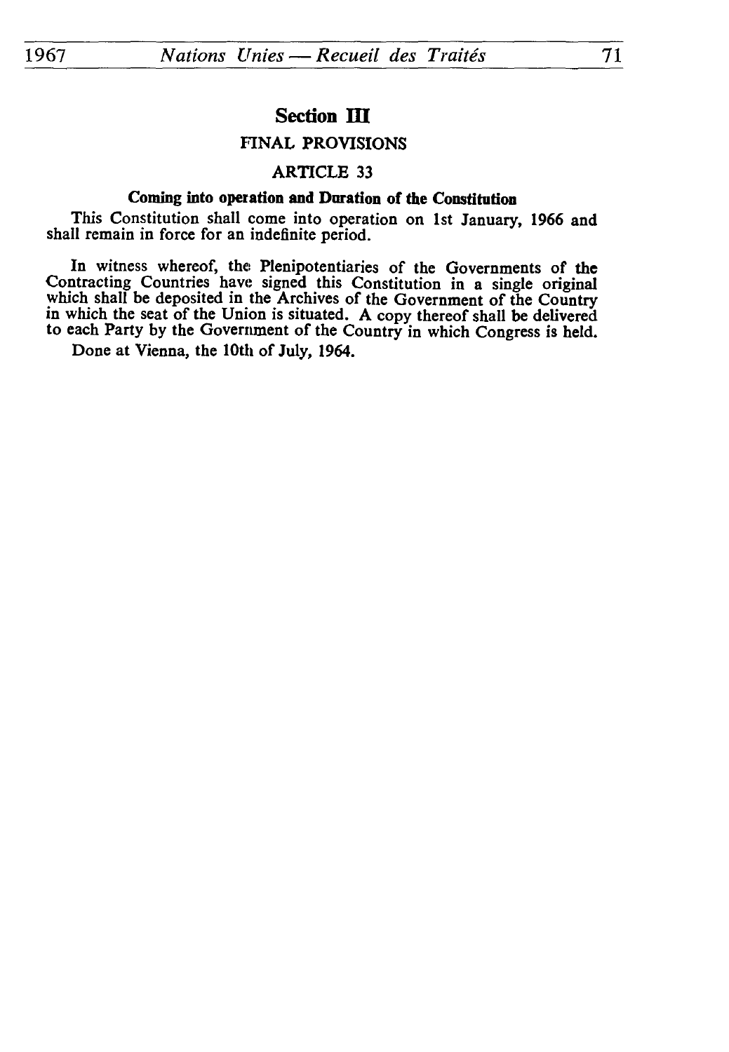## Section III

### FINAL PROVISIONS

### ARTICLE 33

**Coming into operation and Duration of the Constitution**

This Constitution shall come into operation on 1st January, 1966 and shall remain in force for an indefinite period.

In witness whereof, the Plenipotentiaries of the Governments of the Contracting Countries have signed this Constitution in a single original which shall be deposited in the Archives of the Government of the Country in which the seat of the Union is situated. A copy thereof shall be delivered to each Party by the Government of the Country in which Congress is held.

Done at Vienna, the 10th of July, 1964.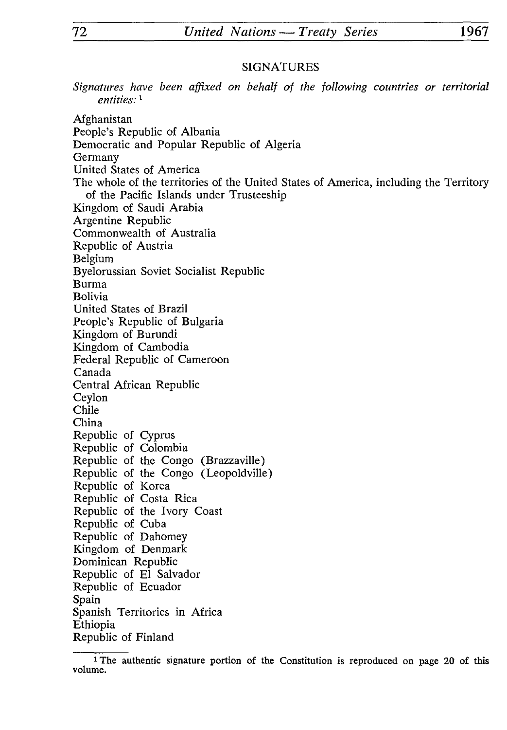## SIGNATURES

*Signatures have been affixed on behalf of the following countries or territorial entities:* [1]

Afghanistan
People's Republic of Albania
Democratic and Popular Republic of Algeria
Germany
United States of America
The whole of the territories of the United States of America, including the Territory of the Pacific Islands under Trusteeship
Kingdom of Saudi Arabia
Argentine Republic
Commonwealth of Australia
Republic of Austria
Belgium
Byelorussian Soviet Socialist Republic
Burma
Bolivia
United States of Brazil
People's Republic of Bulgaria
Kingdom of Burundi
Kingdom of Cambodia
Federal Republic of Cameroon
Canada
Central African Republic
Ceylon
Chile
China
Republic of Cyprus
Republic of Colombia
Republic of the Congo (Brazzaville)
Republic of the Congo (Leopoldville)
Republic of Korea
Republic of Costa Rica
Republic of the Ivory Coast
Republic of Cuba
Republic of Dahomey
Kingdom of Denmark
Dominican Republic
Republic of El Salvador
Republic of Ecuador
Spain
Spanish Territories in Africa
Ethiopia
Republic of Finland

[1] The authentic signature portion of the Constitution is reproduced on page 20 of this volume.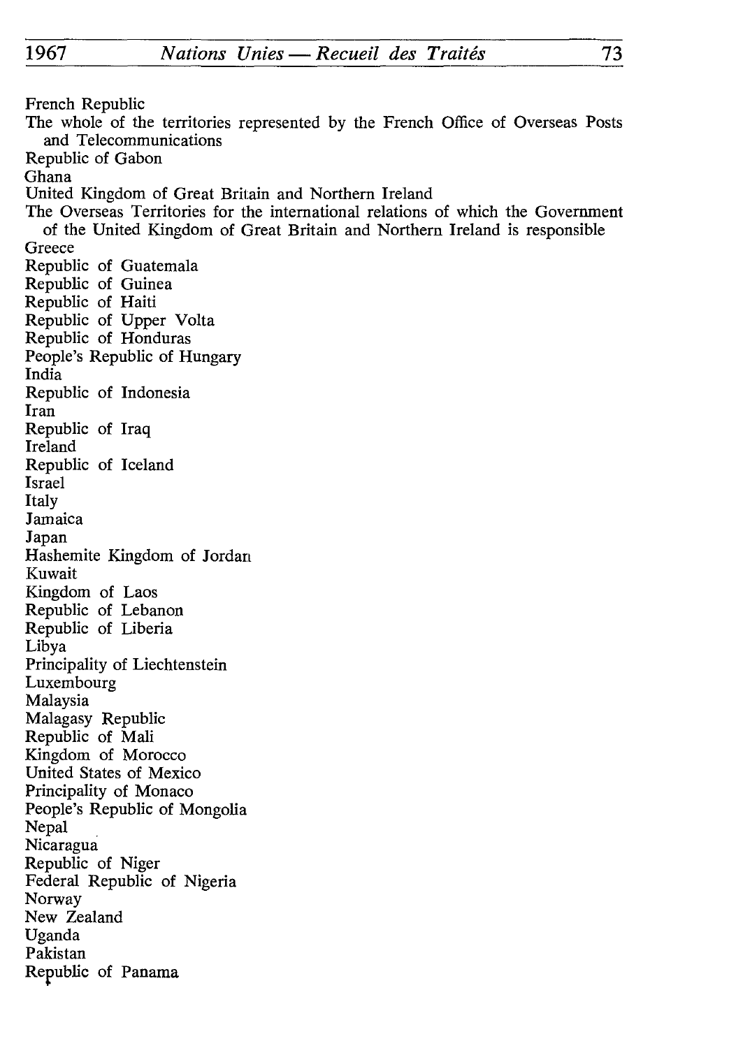French Republic
The whole of the territories represented by the French Office of Overseas Posts and Telecommunications
Republic of Gabon
Ghana
United Kingdom of Great Britain and Northern Ireland
The Overseas Territories for the international relations of which the Government of the United Kingdom of Great Britain and Northern Ireland is responsible
Greece
Republic of Guatemala
Republic of Guinea
Republic of Haiti
Republic of Upper Volta
Republic of Honduras
People's Republic of Hungary
India
Republic of Indonesia
Iran
Republic of Iraq
Ireland
Republic of Iceland
Israel
Italy
Jamaica
Japan
Hashemite Kingdom of Jordan
Kuwait
Kingdom of Laos
Republic of Lebanon
Republic of Liberia
Libya
Principality of Liechtenstein
Luxembourg
Malaysia
Malagasy Republic
Republic of Mali
Kingdom of Morocco
United States of Mexico
Principality of Monaco
People's Republic of Mongolia
Nepal
Nicaragua
Republic of Niger
Federal Republic of Nigeria
Norway
New Zealand
Uganda
Pakistan
Republic of Panama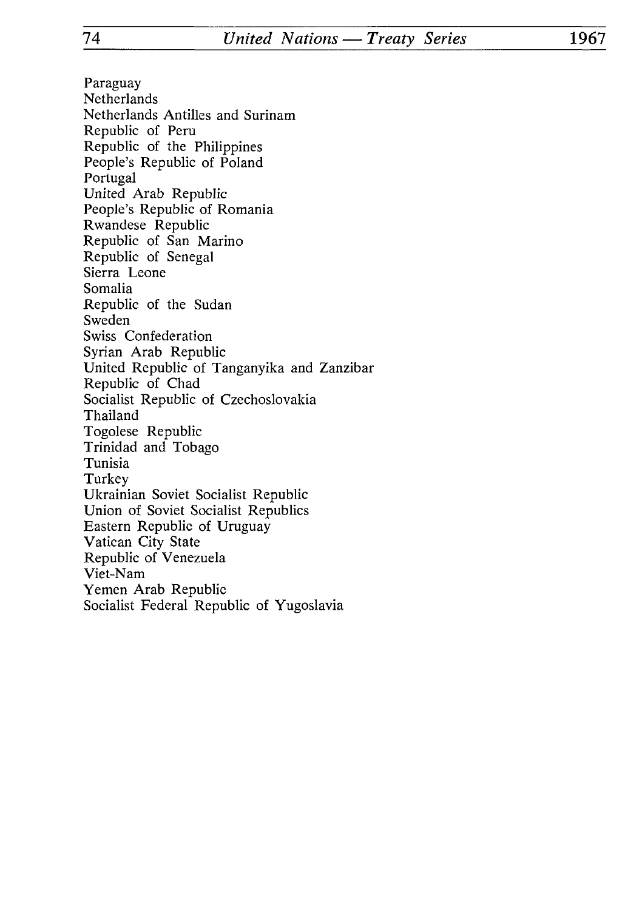Paraguay
Netherlands
Netherlands Antilles and Surinam
Republic of Peru
Republic of the Philippines
People's Republic of Poland
Portugal
United Arab Republic
People's Republic of Romania
Rwandese Republic
Republic of San Marino
Republic of Senegal
Sierra Leone
Somalia
Republic of the Sudan
Sweden
Swiss Confederation
Syrian Arab Republic
United Republic of Tanganyika and Zanzibar
Republic of Chad
Socialist Republic of Czechoslovakia
Thailand
Togolese Republic
Trinidad and Tobago
Tunisia
Turkey
Ukrainian Soviet Socialist Republic
Union of Soviet Socialist Republics
Eastern Republic of Uruguay
Vatican City State
Republic of Venezuela
Viet-Nam
Yemen Arab Republic
Socialist Federal Republic of Yugoslavia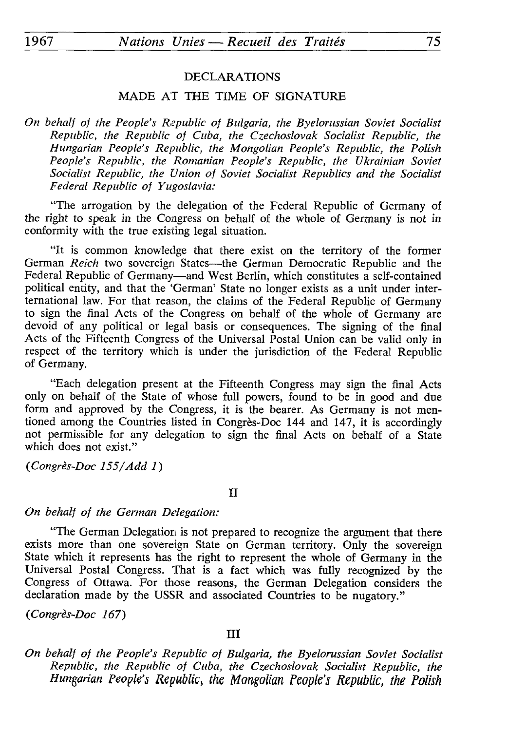DECLARATIONS

MADE AT THE TIME OF SIGNATURE

*On behalf of the People's Republic of Bulgaria, the Byelorussian Soviet Socialist Republic, the Republic of Cuba, the Czechoslovak Socialist Republic, the Hungarian People's Republic, the Mongolian People's Republic, the Polish People's Republic, the Romanian People's Republic, the Ukrainian Soviet Socialist Republic, the Union of Soviet Socialist Republics and the Socialist Federal Republic of Yugoslavia:*

"The arrogation by the delegation of the Federal Republic of Germany of the right to speak in the Congress on behalf of the whole of Germany is not in conformity with the true existing legal situation.

"It is common knowledge that there exist on the territory of the former German *Reich* two sovereign States—the German Democratic Republic and the Federal Republic of Germany—and West Berlin, which constitutes a self-contained political entity, and that the 'German' State no longer exists as a unit under international law. For that reason, the claims of the Federal Republic of Germany to sign the final Acts of the Congress on behalf of the whole of Germany are devoid of any political or legal basis or consequences. The signing of the final Acts of the Fifteenth Congress of the Universal Postal Union can be valid only in respect of the territory which is under the jurisdiction of the Federal Republic of Germany.

"Each delegation present at the Fifteenth Congress may sign the final Acts only on behalf of the State of whose full powers, found to be in good and due form and approved by the Congress, it is the bearer. As Germany is not mentioned among the Countries listed in Congrès-Doc 144 and 147, it is accordingly not permissible for any delegation to sign the final Acts on behalf of a State which does not exist."

*(Congrès-Doc 155/Add 1)*

II

*On behalf of the German Delegation:*

"The German Delegation is not prepared to recognize the argument that there exists more than one sovereign State on German territory. Only the sovereign State which it represents has the right to represent the whole of Germany in the Universal Postal Congress. That is a fact which was fully recognized by the Congress of Ottawa. For those reasons, the German Delegation considers the declaration made by the USSR and associated Countries to be nugatory."

*(Congrès-Doc 167)*

III

*On behalf of the People's Republic of Bulgaria, the Byelorussian Soviet Socialist Republic, the Republic of Cuba, the Czechoslovak Socialist Republic, the Hungarian People's Republic, the Mongolian People's Republic, the Polish*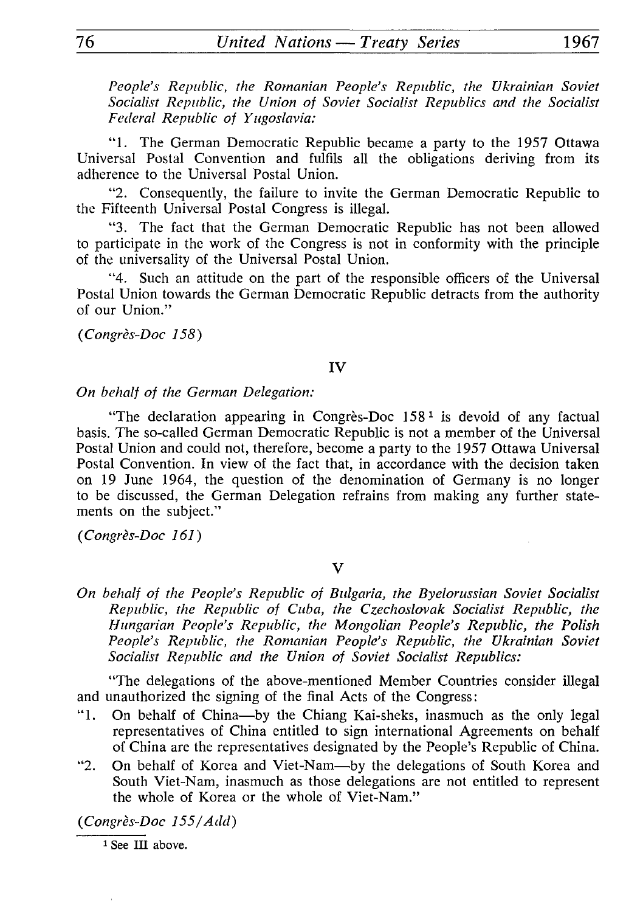*People's Republic, the Romanian People's Republic, the Ukrainian Soviet Socialist Republic, the Union of Soviet Socialist Republics and the Socialist Federal Republic of Yugoslavia:*

"1. The German Democratic Republic became a party to the 1957 Ottawa Universal Postal Convention and fulfils all the obligations deriving from its adherence to the Universal Postal Union.

"2. Consequently, the failure to invite the German Democratic Republic to the Fifteenth Universal Postal Congress is illegal.

"3. The fact that the German Democratic Republic has not been allowed to participate in the work of the Congress is not in conformity with the principle of the universality of the Universal Postal Union.

"4. Such an attitude on the part of the responsible officers of the Universal Postal Union towards the German Democratic Republic detracts from the authority of our Union."

*(Congrès-Doc 158)*

## IV

*On behalf of the German Delegation:*

"The declaration appearing in Congrès-Doc 158 [1] is devoid of any factual basis. The so-called German Democratic Republic is not a member of the Universal Postal Union and could not, therefore, become a party to the 1957 Ottawa Universal Postal Convention. In view of the fact that, in accordance with the decision taken on 19 June 1964, the question of the denomination of Germany is no longer to be discussed, the German Delegation refrains from making any further statements on the subject."

*(Congrès-Doc 161)*

## V

*On behalf of the People's Republic of Bulgaria, the Byelorussian Soviet Socialist Republic, the Republic of Cuba, the Czechoslovak Socialist Republic, the Hungarian People's Republic, the Mongolian People's Republic, the Polish People's Republic, the Romanian People's Republic, the Ukrainian Soviet Socialist Republic and the Union of Soviet Socialist Republics:*

"The delegations of the above-mentioned Member Countries consider illegal and unauthorized the signing of the final Acts of the Congress:

"1. On behalf of China—by the Chiang Kai-sheks, inasmuch as the only legal representatives of China entitled to sign international Agreements on behalf of China are the representatives designated by the People's Republic of China.

"2. On behalf of Korea and Viet-Nam—by the delegations of South Korea and South Viet-Nam, inasmuch as those delegations are not entitled to represent the whole of Korea or the whole of Viet-Nam."

*(Congrès-Doc 155/Add)*

[1] See III above.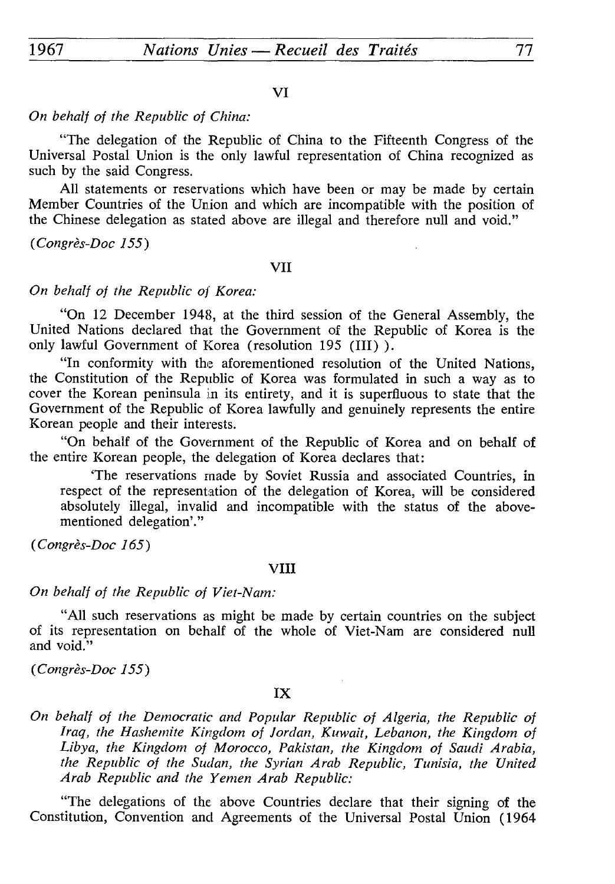VI

*On behalf of the Republic of China:*

"The delegation of the Republic of China to the Fifteenth Congress of the Universal Postal Union is the only lawful representation of China recognized as such by the said Congress.

All statements or reservations which have been or may be made by certain Member Countries of the Union and which are incompatible with the position of the Chinese delegation as stated above are illegal and therefore null and void."

*(Congrès-Doc 155)*

VII

*On behalf of the Republic of Korea:*

"On 12 December 1948, at the third session of the General Assembly, the United Nations declared that the Government of the Republic of Korea is the only lawful Government of Korea (resolution 195 (III) ).

"In conformity with the aforementioned resolution of the United Nations, the Constitution of the Republic of Korea was formulated in such a way as to cover the Korean peninsula in its entirety, and it is superfluous to state that the Government of the Republic of Korea lawfully and genuinely represents the entire Korean people and their interests.

"On behalf of the Government of the Republic of Korea and on behalf of the entire Korean people, the delegation of Korea declares that:

> 'The reservations made by Soviet Russia and associated Countries, in respect of the representation of the delegation of Korea, will be considered absolutely illegal, invalid and incompatible with the status of the above-mentioned delegation'."

*(Congrès-Doc 165)*

VIII

*On behalf of the Republic of Viet-Nam:*

"All such reservations as might be made by certain countries on the subject of its representation on behalf of the whole of Viet-Nam are considered null and void."

*(Congrès-Doc 155)*

IX

*On behalf of the Democratic and Popular Republic of Algeria, the Republic of Iraq, the Hashemite Kingdom of Jordan, Kuwait, Lebanon, the Kingdom of Libya, the Kingdom of Morocco, Pakistan, the Kingdom of Saudi Arabia, the Republic of the Sudan, the Syrian Arab Republic, Tunisia, the United Arab Republic and the Yemen Arab Republic:*

"The delegations of the above Countries declare that their signing of the Constitution, Convention and Agreements of the Universal Postal Union (1964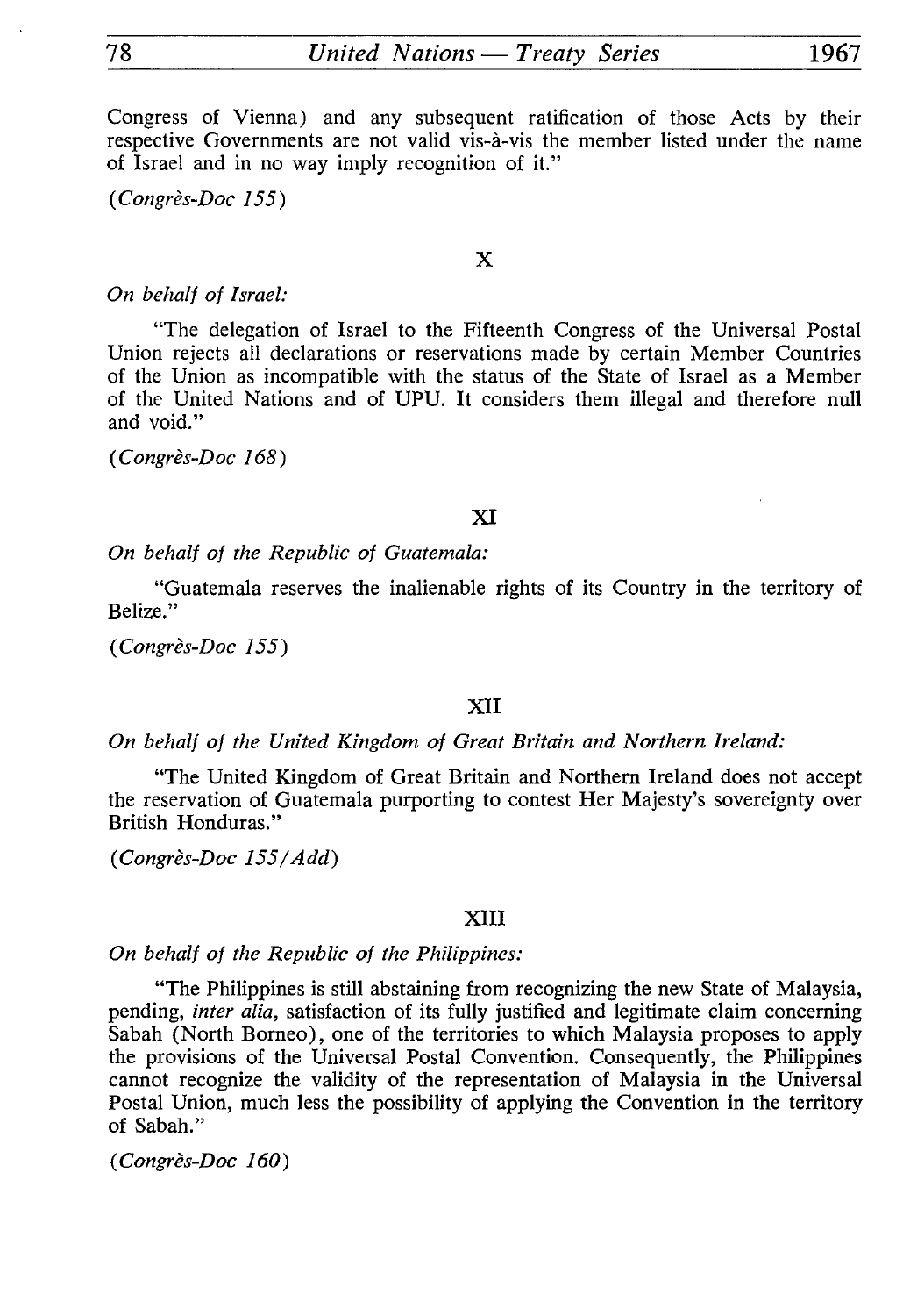Congress of Vienna) and any subsequent ratification of those Acts by their respective Governments are not valid vis-à-vis the member listed under the name of Israel and in no way imply recognition of it."

*(Congrès-Doc 155)*

X

*On behalf of Israel:*

"The delegation of Israel to the Fifteenth Congress of the Universal Postal Union rejects all declarations or reservations made by certain Member Countries of the Union as incompatible with the status of the State of Israel as a Member of the United Nations and of UPU. It considers them illegal and therefore null and void."

*(Congrès-Doc 168)*

XI

*On behalf of the Republic of Guatemala:*

"Guatemala reserves the inalienable rights of its Country in the territory of Belize."

*(Congrès-Doc 155)*

XII

*On behalf of the United Kingdom of Great Britain and Northern Ireland:*

"The United Kingdom of Great Britain and Northern Ireland does not accept the reservation of Guatemala purporting to contest Her Majesty's sovereignty over British Honduras."

*(Congrès-Doc 155/Add)*

XIII

*On behalf of the Republic of the Philippines:*

"The Philippines is still abstaining from recognizing the new State of Malaysia, pending, *inter alia*, satisfaction of its fully justified and legitimate claim concerning Sabah (North Borneo), one of the territories to which Malaysia proposes to apply the provisions of the Universal Postal Convention. Consequently, the Philippines cannot recognize the validity of the representation of Malaysia in the Universal Postal Union, much less the possibility of applying the Convention in the territory of Sabah."

*(Congrès-Doc 160)*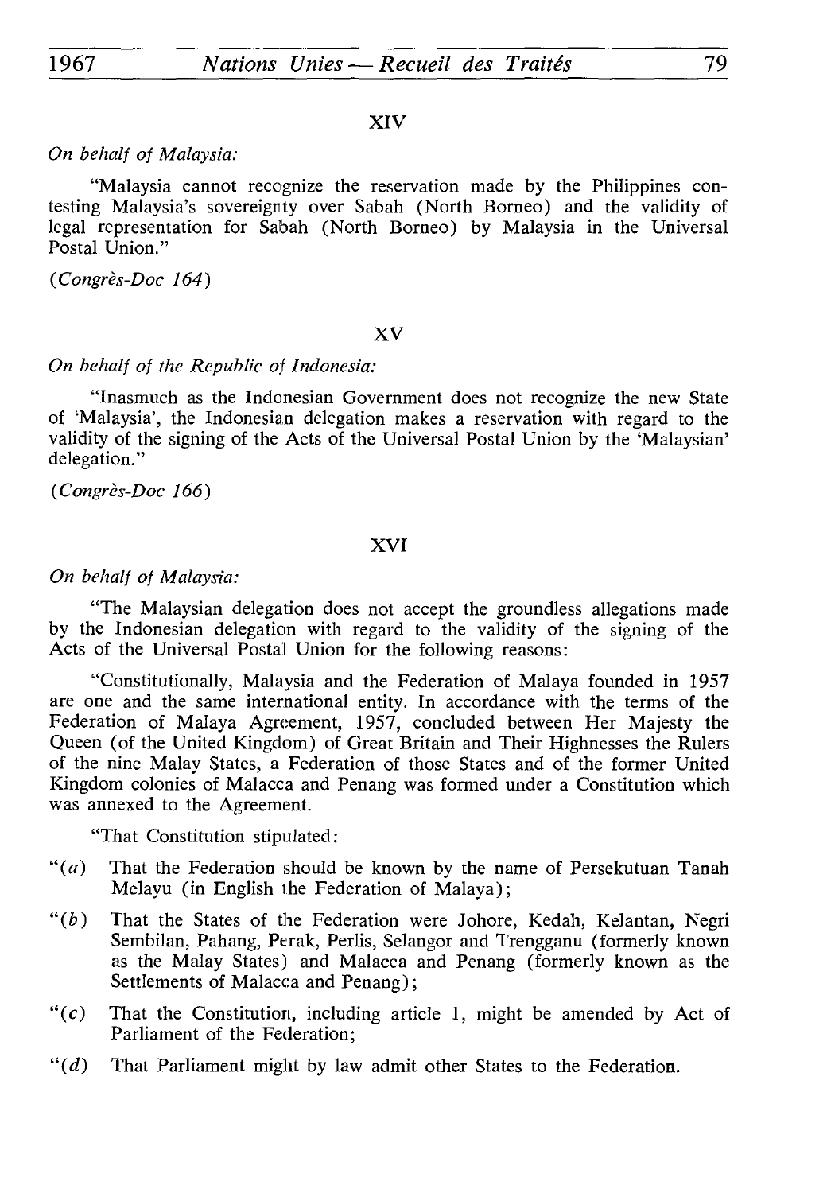### XIV

*On behalf of Malaysia:*

"Malaysia cannot recognize the reservation made by the Philippines contesting Malaysia's sovereignty over Sabah (North Borneo) and the validity of legal representation for Sabah (North Borneo) by Malaysia in the Universal Postal Union."

*(Congrès-Doc 164)*

### XV

*On behalf of the Republic of Indonesia:*

"Inasmuch as the Indonesian Government does not recognize the new State of 'Malaysia', the Indonesian delegation makes a reservation with regard to the validity of the signing of the Acts of the Universal Postal Union by the 'Malaysian' delegation."

*(Congrès-Doc 166)*

### XVI

*On behalf of Malaysia:*

"The Malaysian delegation does not accept the groundless allegations made by the Indonesian delegation with regard to the validity of the signing of the Acts of the Universal Postal Union for the following reasons:

"Constitutionally, Malaysia and the Federation of Malaya founded in 1957 are one and the same international entity. In accordance with the terms of the Federation of Malaya Agreement, 1957, concluded between Her Majesty the Queen (of the United Kingdom) of Great Britain and Their Highnesses the Rulers of the nine Malay States, a Federation of those States and of the former United Kingdom colonies of Malacca and Penang was formed under a Constitution which was annexed to the Agreement.

"That Constitution stipulated:

"*(a)* That the Federation should be known by the name of Persekutuan Tanah Melayu (in English the Federation of Malaya);

"*(b)* That the States of the Federation were Johore, Kedah, Kelantan, Negri Sembilan, Pahang, Perak, Perlis, Selangor and Trengganu (formerly known as the Malay States) and Malacca and Penang (formerly known as the Settlements of Malacca and Penang);

"*(c)* That the Constitution, including article 1, might be amended by Act of Parliament of the Federation;

"*(d)* That Parliament might by law admit other States to the Federation.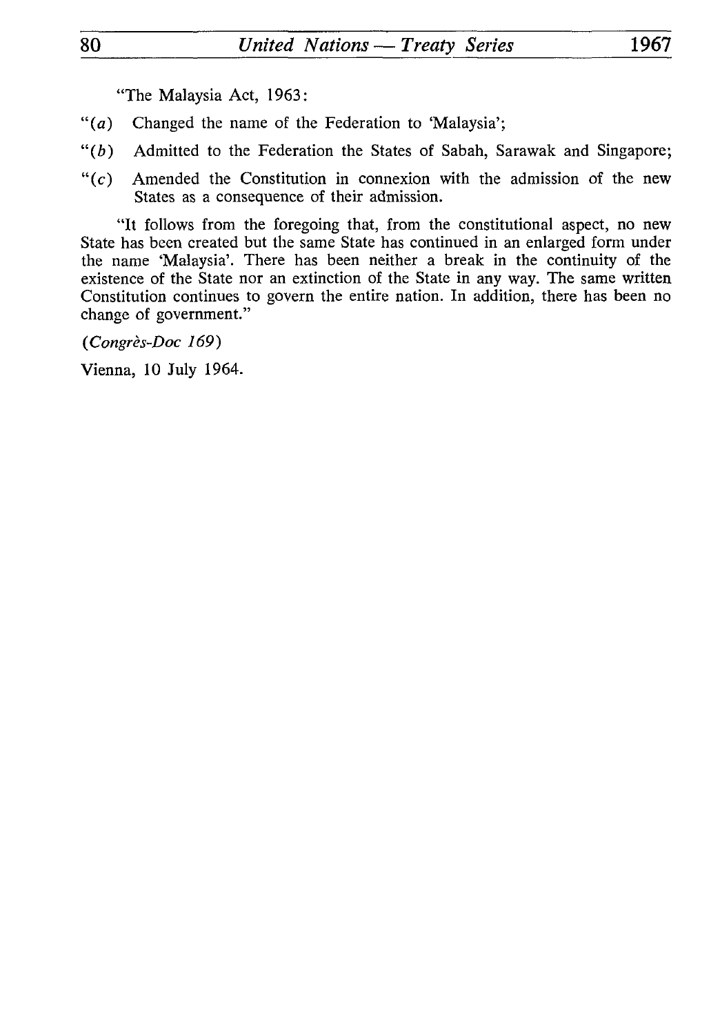"The Malaysia Act, 1963:

"(*a*) Changed the name of the Federation to 'Malaysia';

"(*b*) Admitted to the Federation the States of Sabah, Sarawak and Singapore;

"(*c*) Amended the Constitution in connexion with the admission of the new States as a consequence of their admission.

"It follows from the foregoing that, from the constitutional aspect, no new State has been created but the same State has continued in an enlarged form under the name 'Malaysia'. There has been neither a break in the continuity of the existence of the State nor an extinction of the State in any way. The same written Constitution continues to govern the entire nation. In addition, there has been no change of government."

(*Congrès-Doc 169*)

Vienna, 10 July 1964.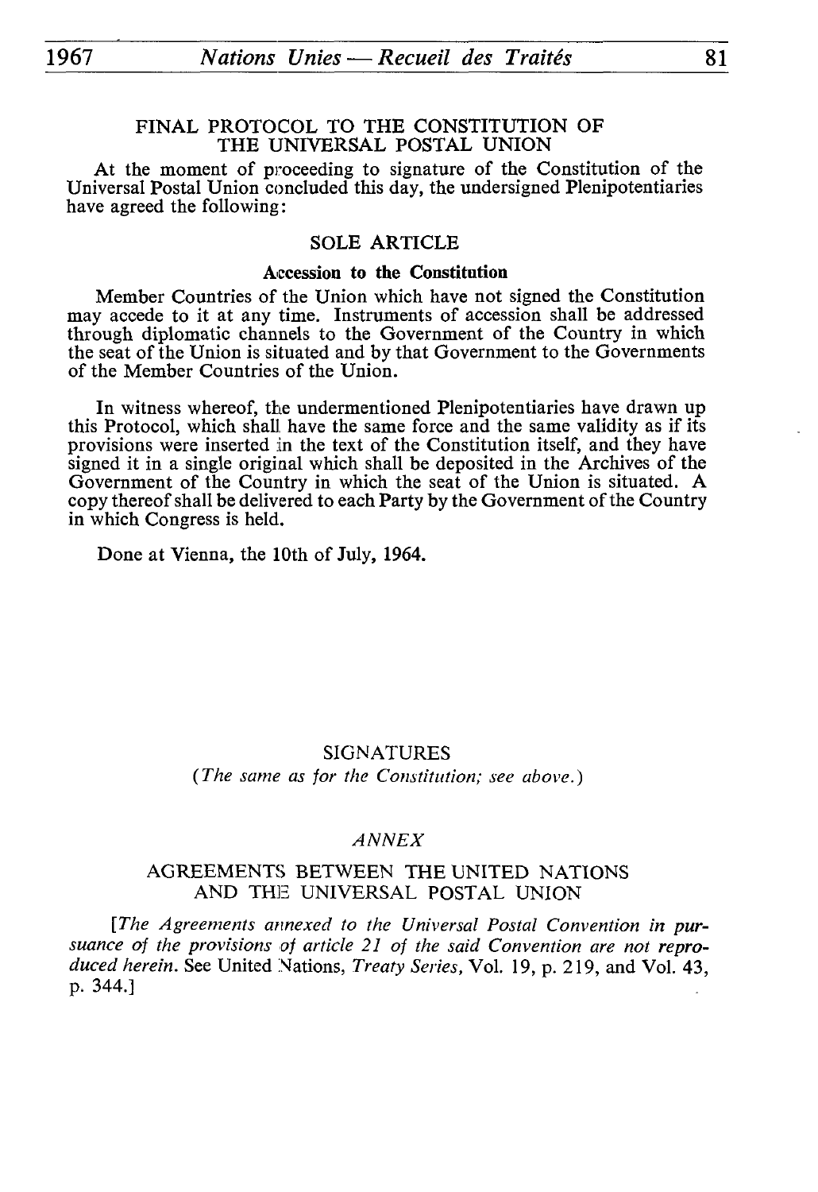## FINAL PROTOCOL TO THE CONSTITUTION OF THE UNIVERSAL POSTAL UNION

At the moment of proceeding to signature of the Constitution of the Universal Postal Union concluded this day, the undersigned Plenipotentiaries have agreed the following:

### SOLE ARTICLE

**Accession to the Constitution**

Member Countries of the Union which have not signed the Constitution may accede to it at any time. Instruments of accession shall be addressed through diplomatic channels to the Government of the Country in which the seat of the Union is situated and by that Government to the Governments of the Member Countries of the Union.

In witness whereof, the undermentioned Plenipotentiaries have drawn up this Protocol, which shall have the same force and the same validity as if its provisions were inserted in the text of the Constitution itself, and they have signed it in a single original which shall be deposited in the Archives of the Government of the Country in which the seat of the Union is situated. A copy thereof shall be delivered to each Party by the Government of the Country in which Congress is held.

Done at Vienna, the 10th of July, 1964.

SIGNATURES

*(The same as for the Constitution; see above.)*

*ANNEX*

## AGREEMENTS BETWEEN THE UNITED NATIONS AND THE UNIVERSAL POSTAL UNION

[*The Agreements annexed to the Universal Postal Convention in pursuance of the provisions of article 21 of the said Convention are not reproduced herein.* See United Nations, *Treaty Series*, Vol. 19, p. 219, and Vol. 43, p. 344.]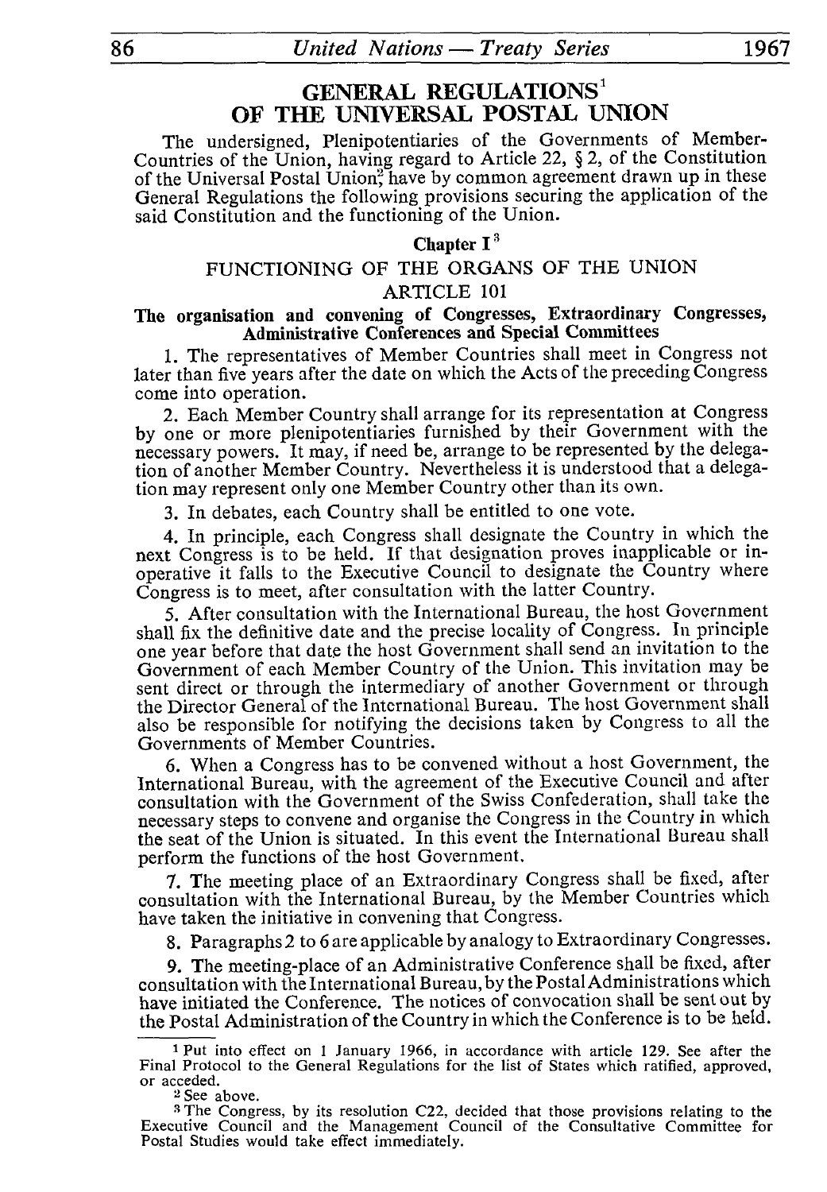# GENERAL REGULATIONS[1] OF THE UNIVERSAL POSTAL UNION

The undersigned, Plenipotentiaries of the Governments of Member-Countries of the Union, having regard to Article 22, § 2, of the Constitution of the Universal Postal Union[2] have by common agreement drawn up in these General Regulations the following provisions securing the application of the said Constitution and the functioning of the Union.

## Chapter I[3]

## FUNCTIONING OF THE ORGANS OF THE UNION

### ARTICLE 101

**The organisation and convening of Congresses, Extraordinary Congresses, Administrative Conferences and Special Committees**

1. The representatives of Member Countries shall meet in Congress not later than five years after the date on which the Acts of the preceding Congress come into operation.

2. Each Member Country shall arrange for its representation at Congress by one or more plenipotentiaries furnished by their Government with the necessary powers. It may, if need be, arrange to be represented by the delegation of another Member Country. Nevertheless it is understood that a delegation may represent only one Member Country other than its own.

3. In debates, each Country shall be entitled to one vote.

4. In principle, each Congress shall designate the Country in which the next Congress is to be held. If that designation proves inapplicable or inoperative it falls to the Executive Council to designate the Country where Congress is to meet, after consultation with the latter Country.

5. After consultation with the International Bureau, the host Government shall fix the definitive date and the precise locality of Congress. In principle one year before that date the host Government shall send an invitation to the Government of each Member Country of the Union. This invitation may be sent direct or through the intermediary of another Government or through the Director General of the International Bureau. The host Government shall also be responsible for notifying the decisions taken by Congress to all the Governments of Member Countries.

6. When a Congress has to be convened without a host Government, the International Bureau, with the agreement of the Executive Council and after consultation with the Government of the Swiss Confederation, shall take the necessary steps to convene and organise the Congress in the Country in which the seat of the Union is situated. In this event the International Bureau shall perform the functions of the host Government.

7. The meeting place of an Extraordinary Congress shall be fixed, after consultation with the International Bureau, by the Member Countries which have taken the initiative in convening that Congress.

8. Paragraphs 2 to 6 are applicable by analogy to Extraordinary Congresses.

9. The meeting-place of an Administrative Conference shall be fixed, after consultation with the International Bureau, by the Postal Administrations which have initiated the Conference. The notices of convocation shall be sent out by the Postal Administration of the Country in which the Conference is to be held.

---

[1] Put into effect on 1 January 1966, in accordance with article 129. See after the Final Protocol to the General Regulations for the list of States which ratified, approved, or acceded.

[2] See above.

[3] The Congress, by its resolution C22, decided that those provisions relating to the Executive Council and the Management Council of the Consultative Committee for Postal Studies would take effect immediately.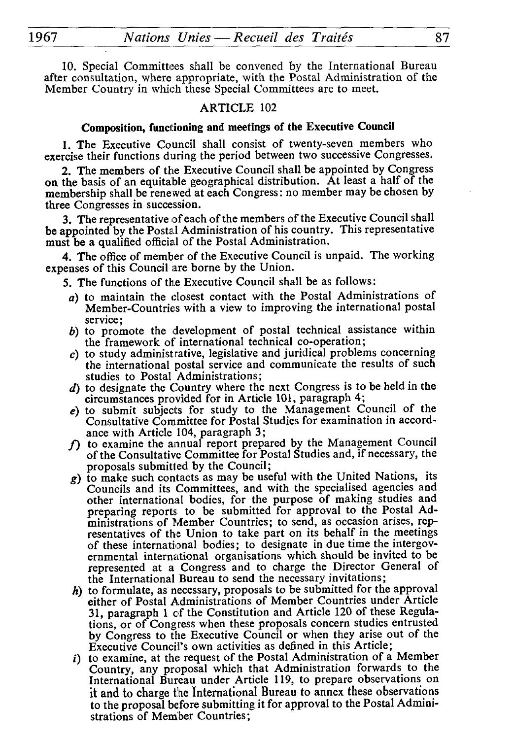10. Special Committees shall be convened by the International Bureau after consultation, where appropriate, with the Postal Administration of the Member Country in which these Special Committees are to meet.

## ARTICLE 102

### Composition, functioning and meetings of the Executive Council

1. The Executive Council shall consist of twenty-seven members who exercise their functions during the period between two successive Congresses.

2. The members of the Executive Council shall be appointed by Congress on the basis of an equitable geographical distribution. At least a half of the membership shall be renewed at each Congress: no member may be chosen by three Congresses in succession.

3. The representative of each of the members of the Executive Council shall be appointed by the Postal Administration of his country. This representative must be a qualified official of the Postal Administration.

4. The office of member of the Executive Council is unpaid. The working expenses of this Council are borne by the Union.

5. The functions of the Executive Council shall be as follows:

*a*) to maintain the closest contact with the Postal Administrations of Member-Countries with a view to improving the international postal service;

*b*) to promote the development of postal technical assistance within the framework of international technical co-operation;

*c*) to study administrative, legislative and juridical problems concerning the international postal service and communicate the results of such studies to Postal Administrations;

*d*) to designate the Country where the next Congress is to be held in the circumstances provided for in Article 101, paragraph 4;

*e*) to submit subjects for study to the Management Council of the Consultative Committee for Postal Studies for examination in accordance with Article 104, paragraph 3;

*f*) to examine the annual report prepared by the Management Council of the Consultative Committee for Postal Studies and, if necessary, the proposals submitted by the Council;

*g*) to make such contacts as may be useful with the United Nations, its Councils and its Committees, and with the specialised agencies and other international bodies, for the purpose of making studies and preparing reports to be submitted for approval to the Postal Administrations of Member Countries; to send, as occasion arises, representatives of the Union to take part on its behalf in the meetings of these international bodies; to designate in due time the intergovernmental international organisations which should be invited to be represented at a Congress and to charge the Director General of the International Bureau to send the necessary invitations;

*h*) to formulate, as necessary, proposals to be submitted for the approval either of Postal Administrations of Member Countries under Article 31, paragraph 1 of the Constitution and Article 120 of these Regulations, or of Congress when these proposals concern studies entrusted by Congress to the Executive Council or when they arise out of the Executive Council's own activities as defined in this Article;

*i*) to examine, at the request of the Postal Administration of a Member Country, any proposal which that Administration forwards to the International Bureau under Article 119, to prepare observations on it and to charge the International Bureau to annex these observations to the proposal before submitting it for approval to the Postal Administrations of Member Countries;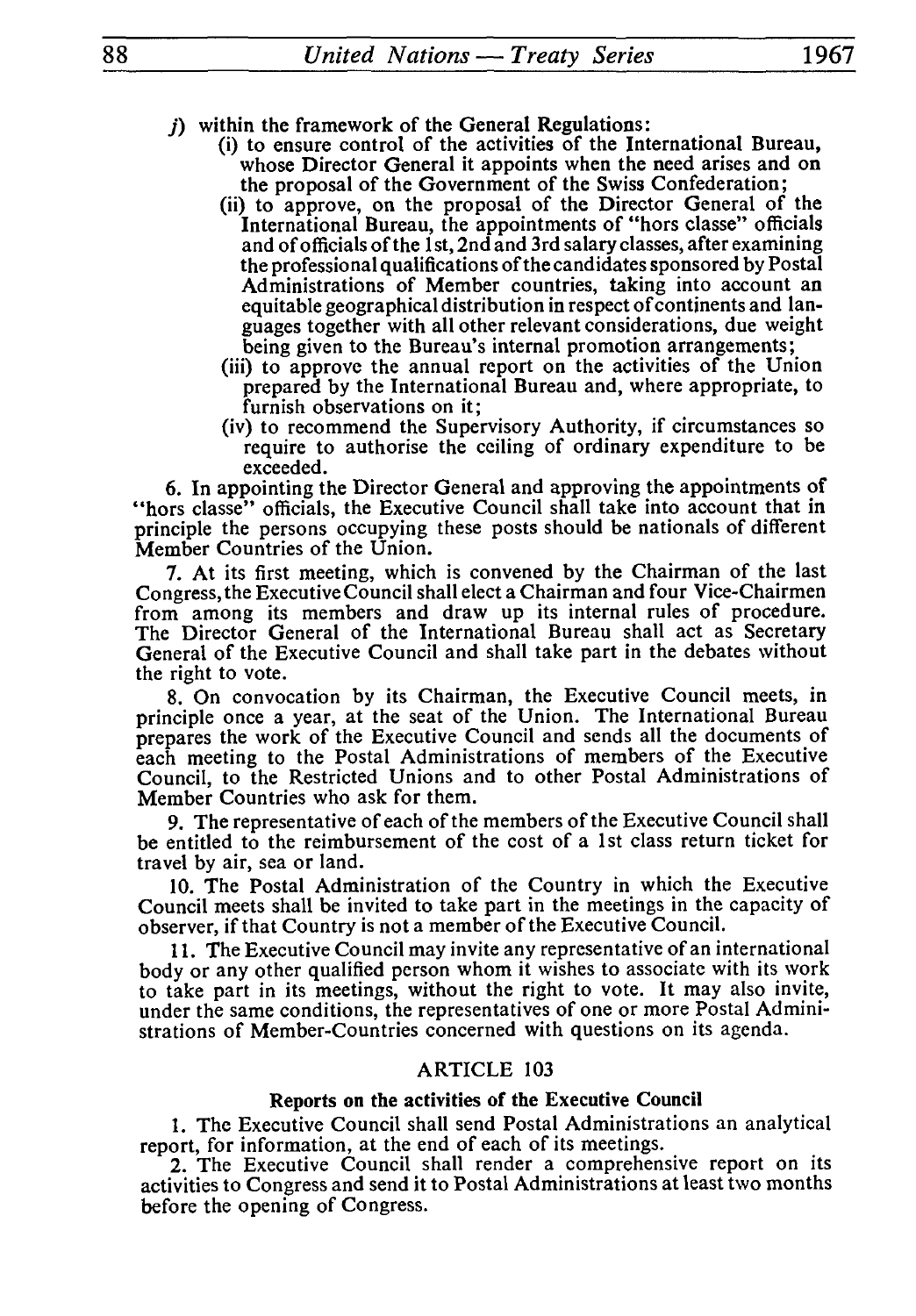*j*) within the framework of the General Regulations:

(i) to ensure control of the activities of the International Bureau, whose Director General it appoints when the need arises and on the proposal of the Government of the Swiss Confederation;

(ii) to approve, on the proposal of the Director General of the International Bureau, the appointments of "hors classe" officials and of officials of the 1st, 2nd and 3rd salary classes, after examining the professional qualifications of the candidates sponsored by Postal Administrations of Member countries, taking into account an equitable geographical distribution in respect of continents and languages together with all other relevant considerations, due weight being given to the Bureau's internal promotion arrangements;

(iii) to approve the annual report on the activities of the Union prepared by the International Bureau and, where appropriate, to furnish observations on it;

(iv) to recommend the Supervisory Authority, if circumstances so require to authorise the ceiling of ordinary expenditure to be exceeded.

6. In appointing the Director General and approving the appointments of "hors classe" officials, the Executive Council shall take into account that in principle the persons occupying these posts should be nationals of different Member Countries of the Union.

7. At its first meeting, which is convened by the Chairman of the last Congress, the Executive Council shall elect a Chairman and four Vice-Chairmen from among its members and draw up its internal rules of procedure. The Director General of the International Bureau shall act as Secretary General of the Executive Council and shall take part in the debates without the right to vote.

8. On convocation by its Chairman, the Executive Council meets, in principle once a year, at the seat of the Union. The International Bureau prepares the work of the Executive Council and sends all the documents of each meeting to the Postal Administrations of members of the Executive Council, to the Restricted Unions and to other Postal Administrations of Member Countries who ask for them.

9. The representative of each of the members of the Executive Council shall be entitled to the reimbursement of the cost of a 1st class return ticket for travel by air, sea or land.

10. The Postal Administration of the Country in which the Executive Council meets shall be invited to take part in the meetings in the capacity of observer, if that Country is not a member of the Executive Council.

11. The Executive Council may invite any representative of an international body or any other qualified person whom it wishes to associate with its work to take part in its meetings, without the right to vote. It may also invite, under the same conditions, the representatives of one or more Postal Administrations of Member-Countries concerned with questions on its agenda.

## ARTICLE 103

### Reports on the activities of the Executive Council

1. The Executive Council shall send Postal Administrations an analytical report, for information, at the end of each of its meetings.

2. The Executive Council shall render a comprehensive report on its activities to Congress and send it to Postal Administrations at least two months before the opening of Congress.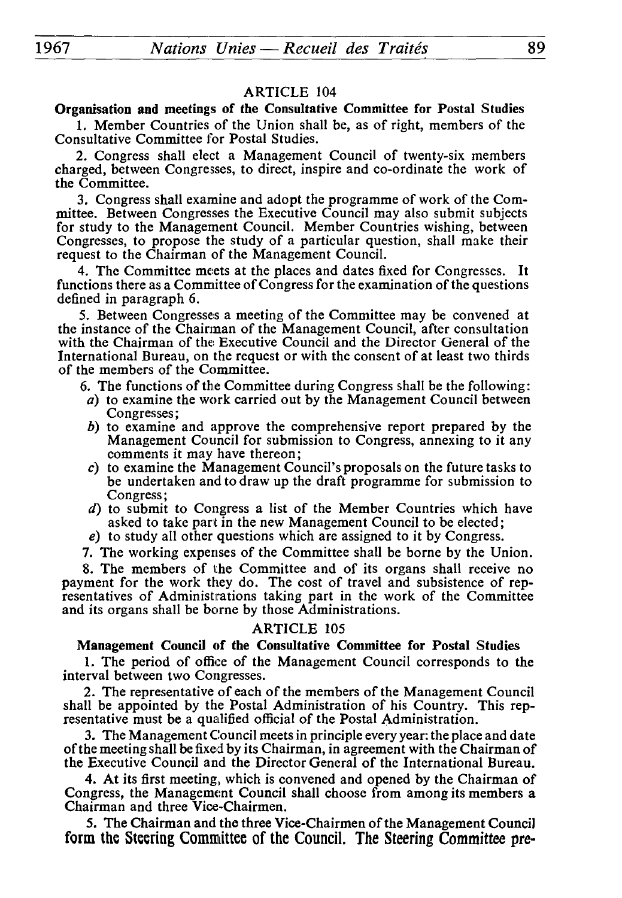### ARTICLE 104

**Organisation and meetings of the Consultative Committee for Postal Studies**

1. Member Countries of the Union shall be, as of right, members of the Consultative Committee for Postal Studies.

2. Congress shall elect a Management Council of twenty-six members charged, between Congresses, to direct, inspire and co-ordinate the work of the Committee.

3. Congress shall examine and adopt the programme of work of the Committee. Between Congresses the Executive Council may also submit subjects for study to the Management Council. Member Countries wishing, between Congresses, to propose the study of a particular question, shall make their request to the Chairman of the Management Council.

4. The Committee meets at the places and dates fixed for Congresses. It functions there as a Committee of Congress for the examination of the questions defined in paragraph 6.

5. Between Congresses a meeting of the Committee may be convened at the instance of the Chairman of the Management Council, after consultation with the Chairman of the Executive Council and the Director General of the International Bureau, on the request or with the consent of at least two thirds of the members of the Committee.

6. The functions of the Committee during Congress shall be the following:
   *a*) to examine the work carried out by the Management Council between Congresses;
   *b*) to examine and approve the comprehensive report prepared by the Management Council for submission to Congress, annexing to it any comments it may have thereon;
   *c*) to examine the Management Council's proposals on the future tasks to be undertaken and to draw up the draft programme for submission to Congress;
   *d*) to submit to Congress a list of the Member Countries which have asked to take part in the new Management Council to be elected;
   *e*) to study all other questions which are assigned to it by Congress.

7. The working expenses of the Committee shall be borne by the Union.

8. The members of the Committee and of its organs shall receive no payment for the work they do. The cost of travel and subsistence of representatives of Administrations taking part in the work of the Committee and its organs shall be borne by those Administrations.

### ARTICLE 105

**Management Council of the Consultative Committee for Postal Studies**

1. The period of office of the Management Council corresponds to the interval between two Congresses.

2. The representative of each of the members of the Management Council shall be appointed by the Postal Administration of his Country. This representative must be a qualified official of the Postal Administration.

3. The Management Council meets in principle every year: the place and date of the meeting shall be fixed by its Chairman, in agreement with the Chairman of the Executive Council and the Director General of the International Bureau.

4. At its first meeting, which is convened and opened by the Chairman of Congress, the Management Council shall choose from among its members a Chairman and three Vice-Chairmen.

5. The Chairman and the three Vice-Chairmen of the Management Council form the Steering Committee of the Council. The Steering Committee pre-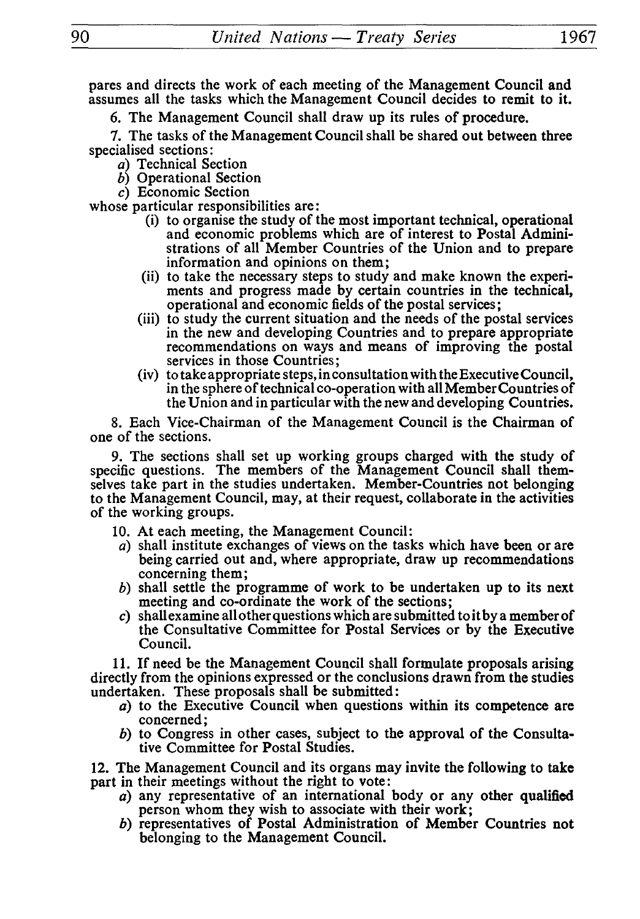pares and directs the work of each meeting of the Management Council and assumes all the tasks which the Management Council decides to remit to it.

6. The Management Council shall draw up its rules of procedure.

7. The tasks of the Management Council shall be shared out between three specialised sections:

*a*) Technical Section

*b*) Operational Section

*c*) Economic Section

whose particular responsibilities are:

(i) to organise the study of the most important technical, operational and economic problems which are of interest to Postal Administrations of all Member Countries of the Union and to prepare information and opinions on them;

(ii) to take the necessary steps to study and make known the experiments and progress made by certain countries in the technical, operational and economic fields of the postal services;

(iii) to study the current situation and the needs of the postal services in the new and developing Countries and to prepare appropriate recommendations on ways and means of improving the postal services in those Countries;

(iv) to take appropriate steps, in consultation with the Executive Council, in the sphere of technical co-operation with all Member Countries of the Union and in particular with the new and developing Countries.

8. Each Vice-Chairman of the Management Council is the Chairman of one of the sections.

9. The sections shall set up working groups charged with the study of specific questions. The members of the Management Council shall themselves take part in the studies undertaken. Member-Countries not belonging to the Management Council, may, at their request, collaborate in the activities of the working groups.

10. At each meeting, the Management Council:

*a*) shall institute exchanges of views on the tasks which have been or are being carried out and, where appropriate, draw up recommendations concerning them;

*b*) shall settle the programme of work to be undertaken up to its next meeting and co-ordinate the work of the sections;

*c*) shall examine all other questions which are submitted to it by a member of the Consultative Committee for Postal Services or by the Executive Council.

11. If need be the Management Council shall formulate proposals arising directly from the opinions expressed or the conclusions drawn from the studies undertaken. These proposals shall be submitted:

*a*) to the Executive Council when questions within its competence are concerned;

*b*) to Congress in other cases, subject to the approval of the Consultative Committee for Postal Studies.

12. The Management Council and its organs may invite the following to take part in their meetings without the right to vote:

*a*) any representative of an international body or any other qualified person whom they wish to associate with their work;

*b*) representatives of Postal Administration of Member Countries not belonging to the Management Council.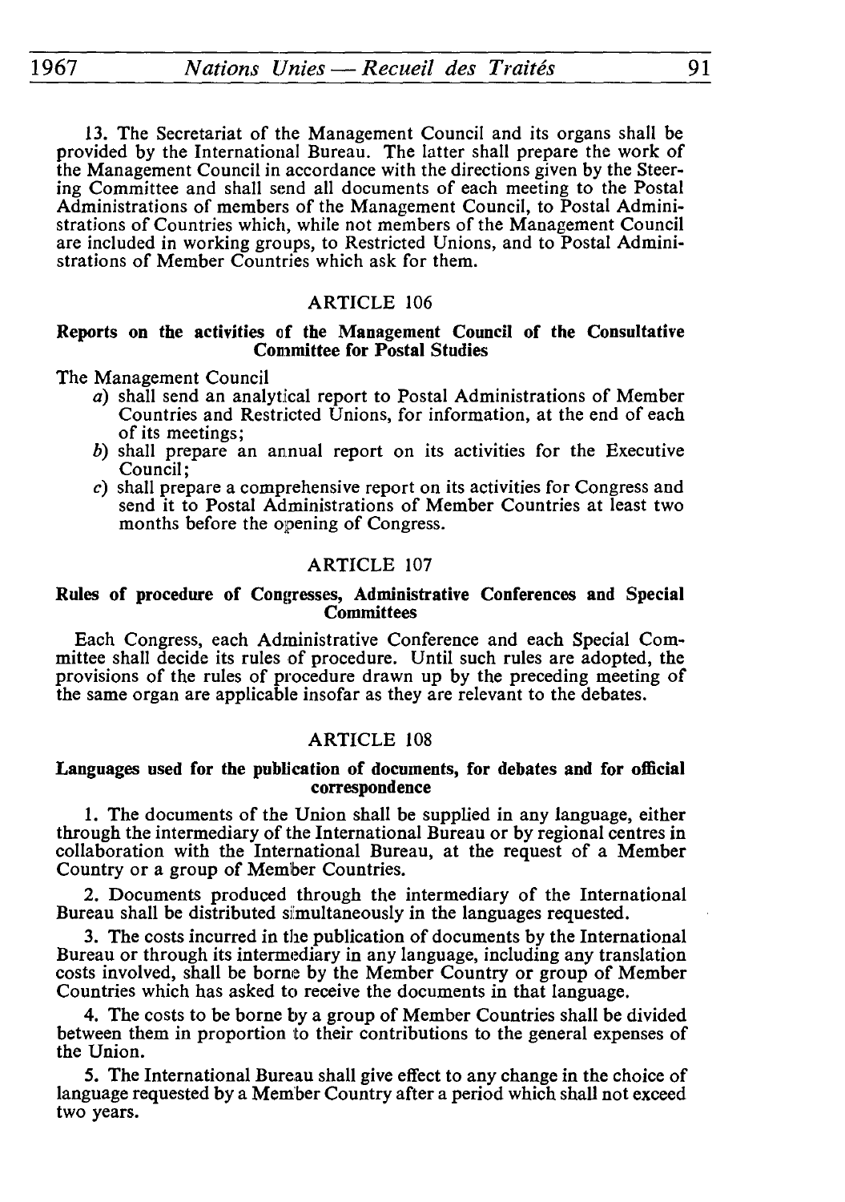13. The Secretariat of the Management Council and its organs shall be provided by the International Bureau. The latter shall prepare the work of the Management Council in accordance with the directions given by the Steering Committee and shall send all documents of each meeting to the Postal Administrations of members of the Management Council, to Postal Administrations of Countries which, while not members of the Management Council are included in working groups, to Restricted Unions, and to Postal Administrations of Member Countries which ask for them.

## ARTICLE 106

### Reports on the activities of the Management Council of the Consultative Committee for Postal Studies

The Management Council

*a*) shall send an analytical report to Postal Administrations of Member Countries and Restricted Unions, for information, at the end of each of its meetings;

*b*) shall prepare an annual report on its activities for the Executive Council;

*c*) shall prepare a comprehensive report on its activities for Congress and send it to Postal Administrations of Member Countries at least two months before the opening of Congress.

## ARTICLE 107

### Rules of procedure of Congresses, Administrative Conferences and Special Committees

Each Congress, each Administrative Conference and each Special Committee shall decide its rules of procedure. Until such rules are adopted, the provisions of the rules of procedure drawn up by the preceding meeting of the same organ are applicable insofar as they are relevant to the debates.

## ARTICLE 108

### Languages used for the publication of documents, for debates and for official correspondence

1. The documents of the Union shall be supplied in any language, either through the intermediary of the International Bureau or by regional centres in collaboration with the International Bureau, at the request of a Member Country or a group of Member Countries.

2. Documents produced through the intermediary of the International Bureau shall be distributed simultaneously in the languages requested.

3. The costs incurred in the publication of documents by the International Bureau or through its intermediary in any language, including any translation costs involved, shall be borne by the Member Country or group of Member Countries which has asked to receive the documents in that language.

4. The costs to be borne by a group of Member Countries shall be divided between them in proportion to their contributions to the general expenses of the Union.

5. The International Bureau shall give effect to any change in the choice of language requested by a Member Country after a period which shall not exceed two years.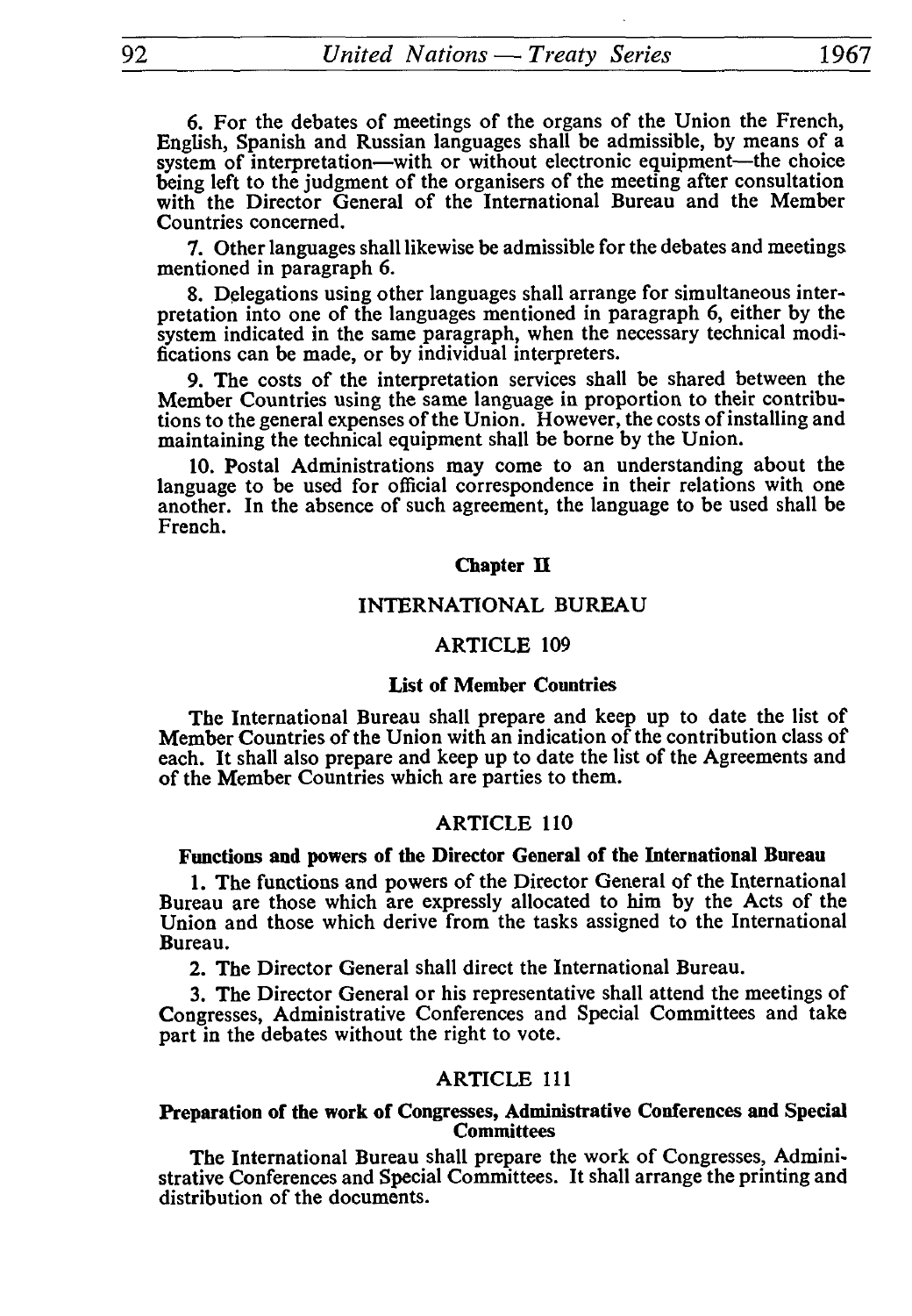6. For the debates of meetings of the organs of the Union the French, English, Spanish and Russian languages shall be admissible, by means of a system of interpretation—with or without electronic equipment—the choice being left to the judgment of the organisers of the meeting after consultation with the Director General of the International Bureau and the Member Countries concerned.

7. Other languages shall likewise be admissible for the debates and meetings mentioned in paragraph 6.

8. Delegations using other languages shall arrange for simultaneous interpretation into one of the languages mentioned in paragraph 6, either by the system indicated in the same paragraph, when the necessary technical modifications can be made, or by individual interpreters.

9. The costs of the interpretation services shall be shared between the Member Countries using the same language in proportion to their contributions to the general expenses of the Union. However, the costs of installing and maintaining the technical equipment shall be borne by the Union.

10. Postal Administrations may come to an understanding about the language to be used for official correspondence in their relations with one another. In the absence of such agreement, the language to be used shall be French.

## Chapter II

## INTERNATIONAL BUREAU

### ARTICLE 109

**List of Member Countries**

The International Bureau shall prepare and keep up to date the list of Member Countries of the Union with an indication of the contribution class of each. It shall also prepare and keep up to date the list of the Agreements and of the Member Countries which are parties to them.

### ARTICLE 110

**Functions and powers of the Director General of the International Bureau**

1. The functions and powers of the Director General of the International Bureau are those which are expressly allocated to him by the Acts of the Union and those which derive from the tasks assigned to the International Bureau.

2. The Director General shall direct the International Bureau.

3. The Director General or his representative shall attend the meetings of Congresses, Administrative Conferences and Special Committees and take part in the debates without the right to vote.

### ARTICLE 111

**Preparation of the work of Congresses, Administrative Conferences and Special Committees**

The International Bureau shall prepare the work of Congresses, Administrative Conferences and Special Committees. It shall arrange the printing and distribution of the documents.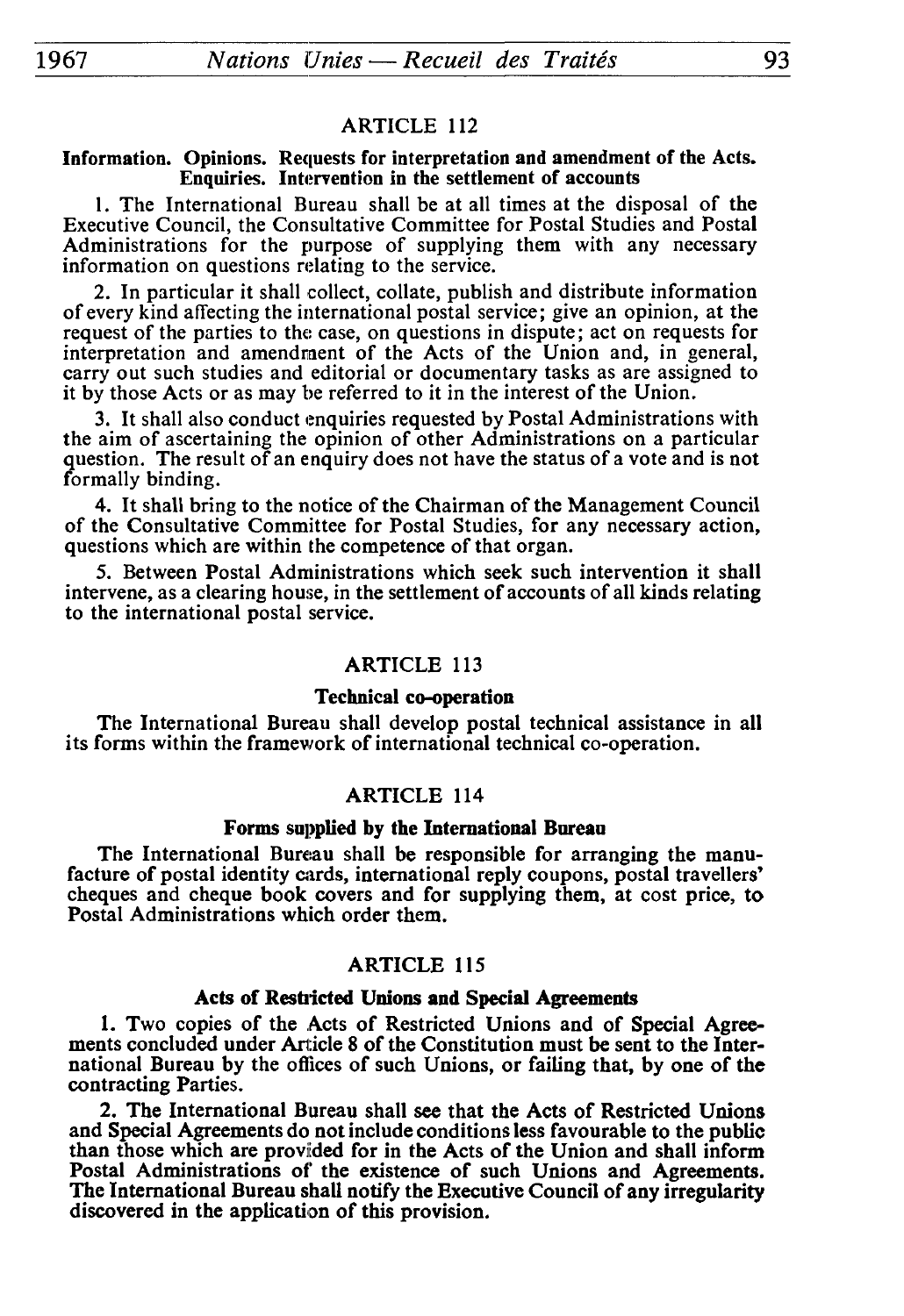## ARTICLE 112

### Information. Opinions. Requests for interpretation and amendment of the Acts. Enquiries. Intervention in the settlement of accounts

1. The International Bureau shall be at all times at the disposal of the Executive Council, the Consultative Committee for Postal Studies and Postal Administrations for the purpose of supplying them with any necessary information on questions relating to the service.

2. In particular it shall collect, collate, publish and distribute information of every kind affecting the international postal service; give an opinion, at the request of the parties to the case, on questions in dispute; act on requests for interpretation and amendment of the Acts of the Union and, in general, carry out such studies and editorial or documentary tasks as are assigned to it by those Acts or as may be referred to it in the interest of the Union.

3. It shall also conduct enquiries requested by Postal Administrations with the aim of ascertaining the opinion of other Administrations on a particular question. The result of an enquiry does not have the status of a vote and is not formally binding.

4. It shall bring to the notice of the Chairman of the Management Council of the Consultative Committee for Postal Studies, for any necessary action, questions which are within the competence of that organ.

5. Between Postal Administrations which seek such intervention it shall intervene, as a clearing house, in the settlement of accounts of all kinds relating to the international postal service.

## ARTICLE 113

### Technical co-operation

The International Bureau shall develop postal technical assistance in all its forms within the framework of international technical co-operation.

## ARTICLE 114

### Forms supplied by the International Bureau

The International Bureau shall be responsible for arranging the manufacture of postal identity cards, international reply coupons, postal travellers' cheques and cheque book covers and for supplying them, at cost price, to Postal Administrations which order them.

## ARTICLE 115

### Acts of Restricted Unions and Special Agreements

1. Two copies of the Acts of Restricted Unions and of Special Agreements concluded under Article 8 of the Constitution must be sent to the International Bureau by the offices of such Unions, or failing that, by one of the contracting Parties.

2. The International Bureau shall see that the Acts of Restricted Unions and Special Agreements do not include conditions less favourable to the public than those which are provided for in the Acts of the Union and shall inform Postal Administrations of the existence of such Unions and Agreements. The International Bureau shall notify the Executive Council of any irregularity discovered in the application of this provision.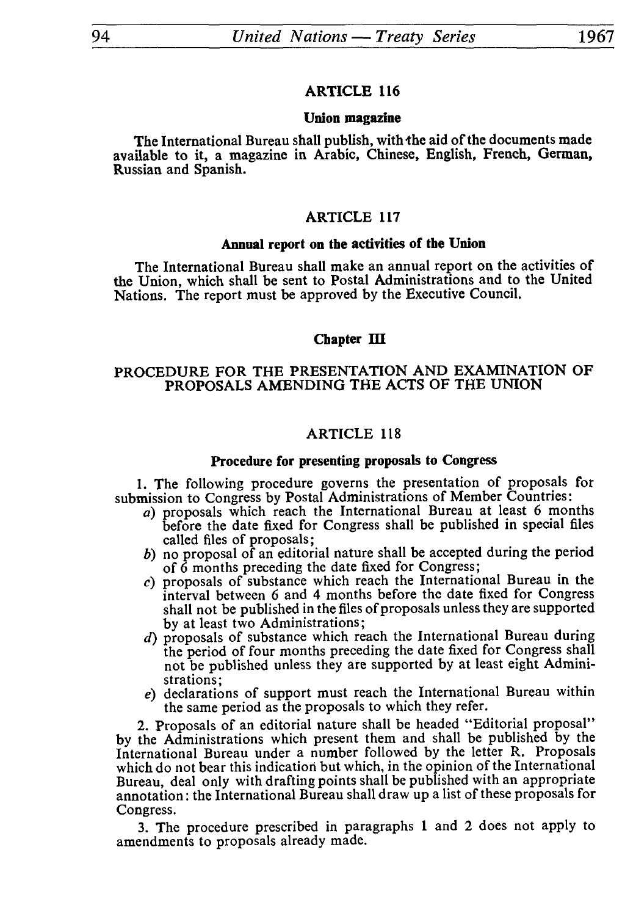## ARTICLE 116

### Union magazine

The International Bureau shall publish, with the aid of the documents made available to it, a magazine in Arabic, Chinese, English, French, German, Russian and Spanish.

## ARTICLE 117

### Annual report on the activities of the Union

The International Bureau shall make an annual report on the activities of the Union, which shall be sent to Postal Administrations and to the United Nations. The report must be approved by the Executive Council.

# Chapter III

## PROCEDURE FOR THE PRESENTATION AND EXAMINATION OF PROPOSALS AMENDING THE ACTS OF THE UNION

## ARTICLE 118

### Procedure for presenting proposals to Congress

1. The following procedure governs the presentation of proposals for submission to Congress by Postal Administrations of Member Countries:
   *a*) proposals which reach the International Bureau at least 6 months before the date fixed for Congress shall be published in special files called files of proposals;
   *b*) no proposal of an editorial nature shall be accepted during the period of 6 months preceding the date fixed for Congress;
   *c*) proposals of substance which reach the International Bureau in the interval between 6 and 4 months before the date fixed for Congress shall not be published in the files of proposals unless they are supported by at least two Administrations;
   *d*) proposals of substance which reach the International Bureau during the period of four months preceding the date fixed for Congress shall not be published unless they are supported by at least eight Administrations;
   *e*) declarations of support must reach the International Bureau within the same period as the proposals to which they refer.

2. Proposals of an editorial nature shall be headed "Editorial proposal" by the Administrations which present them and shall be published by the International Bureau under a number followed by the letter R. Proposals which do not bear this indication but which, in the opinion of the International Bureau, deal only with drafting points shall be published with an appropriate annotation: the International Bureau shall draw up a list of these proposals for Congress.

3. The procedure prescribed in paragraphs 1 and 2 does not apply to amendments to proposals already made.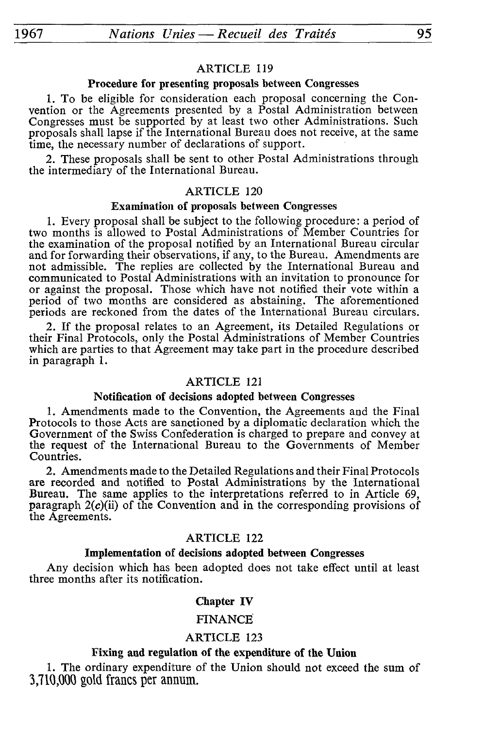### ARTICLE 119

**Procedure for presenting proposals between Congresses**

1. To be eligible for consideration each proposal concerning the Convention or the Agreements presented by a Postal Administration between Congresses must be supported by at least two other Administrations. Such proposals shall lapse if the International Bureau does not receive, at the same time, the necessary number of declarations of support.

2. These proposals shall be sent to other Postal Administrations through the intermediary of the International Bureau.

### ARTICLE 120

**Examination of proposals between Congresses**

1. Every proposal shall be subject to the following procedure: a period of two months is allowed to Postal Administrations of Member Countries for the examination of the proposal notified by an International Bureau circular and for forwarding their observations, if any, to the Bureau. Amendments are not admissible. The replies are collected by the International Bureau and communicated to Postal Administrations with an invitation to pronounce for or against the proposal. Those which have not notified their vote within a period of two months are considered as abstaining. The aforementioned periods are reckoned from the dates of the International Bureau circulars.

2. If the proposal relates to an Agreement, its Detailed Regulations or their Final Protocols, only the Postal Administrations of Member Countries which are parties to that Agreement may take part in the procedure described in paragraph 1.

### ARTICLE 121

**Notification of decisions adopted between Congresses**

1. Amendments made to the Convention, the Agreements and the Final Protocols to those Acts are sanctioned by a diplomatic declaration which the Government of the Swiss Confederation is charged to prepare and convey at the request of the International Bureau to the Governments of Member Countries.

2. Amendments made to the Detailed Regulations and their Final Protocols are recorded and notified to Postal Administrations by the International Bureau. The same applies to the interpretations referred to in Article 69, paragraph 2(*c*)(ii) of the Convention and in the corresponding provisions of the Agreements.

### ARTICLE 122

**Implementation of decisions adopted between Congresses**

Any decision which has been adopted does not take effect until at least three months after its notification.

## Chapter IV

## FINANCE

### ARTICLE 123

**Fixing and regulation of the expenditure of the Union**

1. The ordinary expenditure of the Union should not exceed the sum of 3,710,000 gold francs per annum.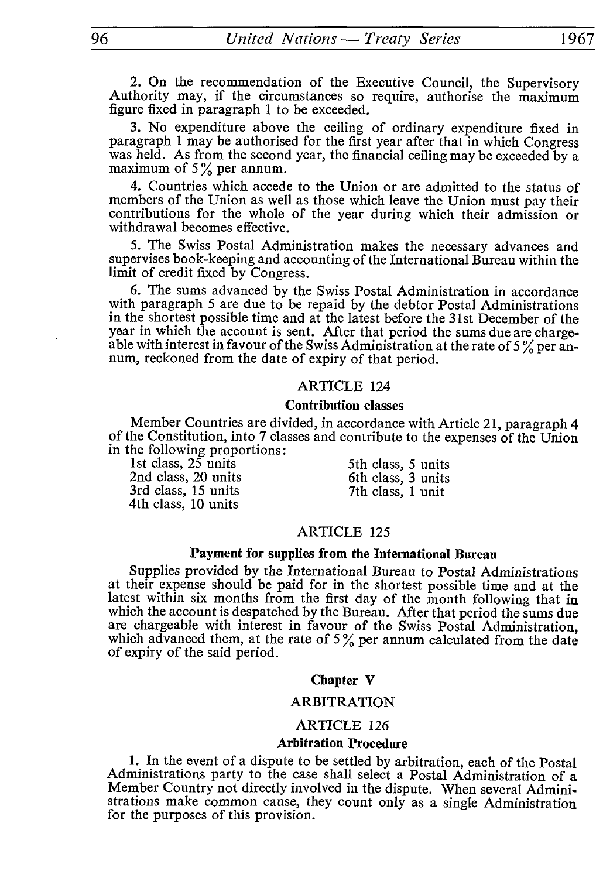2. On the recommendation of the Executive Council, the Supervisory Authority may, if the circumstances so require, authorise the maximum figure fixed in paragraph 1 to be exceeded.

3. No expenditure above the ceiling of ordinary expenditure fixed in paragraph 1 may be authorised for the first year after that in which Congress was held. As from the second year, the financial ceiling may be exceeded by a maximum of 5% per annum.

4. Countries which accede to the Union or are admitted to the status of members of the Union as well as those which leave the Union must pay their contributions for the whole of the year during which their admission or withdrawal becomes effective.

5. The Swiss Postal Administration makes the necessary advances and supervises book-keeping and accounting of the International Bureau within the limit of credit fixed by Congress.

6. The sums advanced by the Swiss Postal Administration in accordance with paragraph 5 are due to be repaid by the debtor Postal Administrations in the shortest possible time and at the latest before the 31st December of the year in which the account is sent. After that period the sums due are chargeable with interest in favour of the Swiss Administration at the rate of 5% per annum, reckoned from the date of expiry of that period.

### ARTICLE 124

**Contribution classes**

Member Countries are divided, in accordance with Article 21, paragraph 4 of the Constitution, into 7 classes and contribute to the expenses of the Union in the following proportions:

1st class, 25 units
2nd class, 20 units
3rd class, 15 units
4th class, 10 units
5th class, 5 units
6th class, 3 units
7th class, 1 unit

### ARTICLE 125

**Payment for supplies from the International Bureau**

Supplies provided by the International Bureau to Postal Administrations at their expense should be paid for in the shortest possible time and at the latest within six months from the first day of the month following that in which the account is despatched by the Bureau. After that period the sums due are chargeable with interest in favour of the Swiss Postal Administration, which advanced them, at the rate of 5% per annum calculated from the date of expiry of the said period.

## Chapter V

## ARBITRATION

### ARTICLE 126

**Arbitration Procedure**

1. In the event of a dispute to be settled by arbitration, each of the Postal Administrations party to the case shall select a Postal Administration of a Member Country not directly involved in the dispute. When several Administrations make common cause, they count only as a single Administration for the purposes of this provision.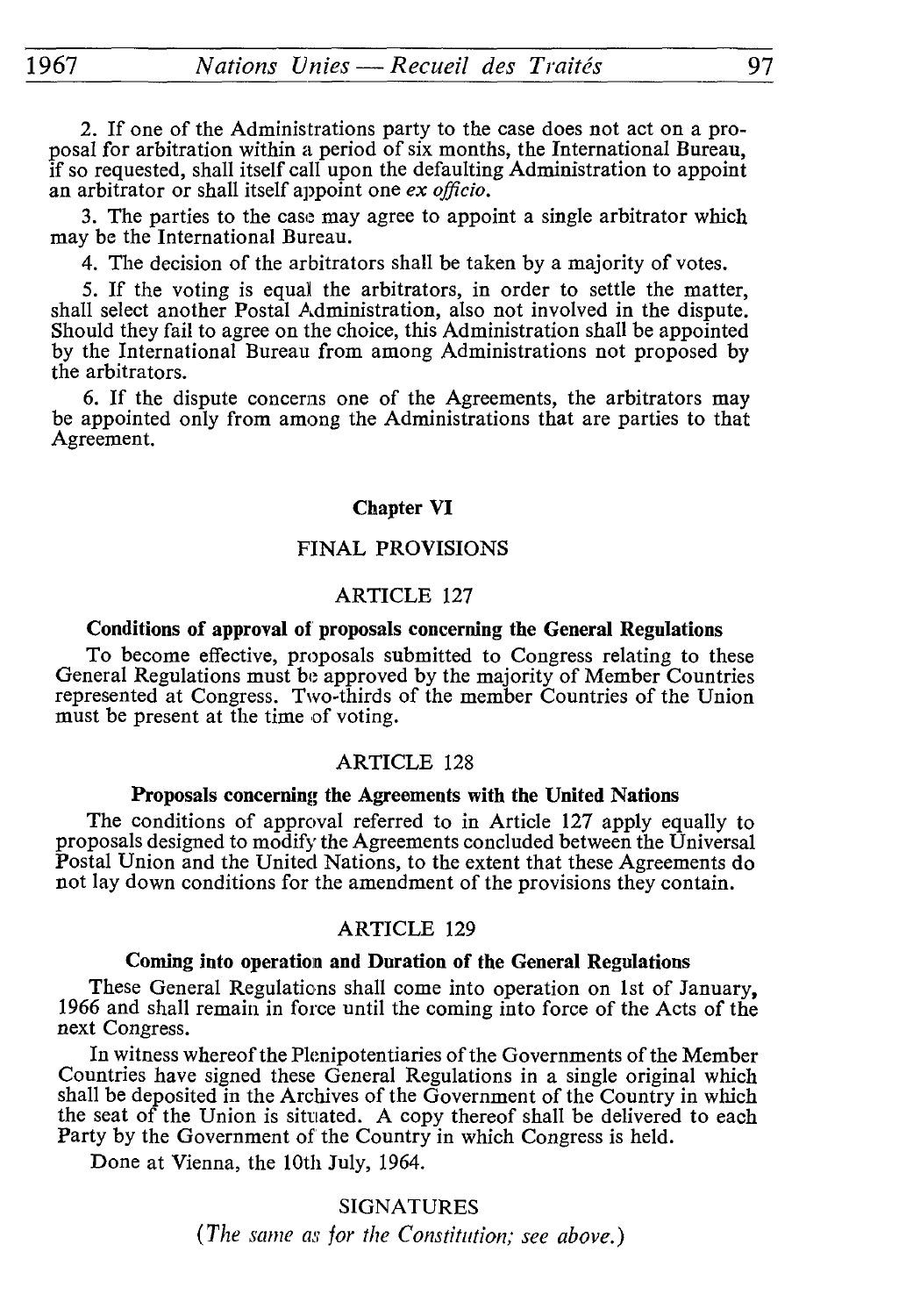2. If one of the Administrations party to the case does not act on a proposal for arbitration within a period of six months, the International Bureau, if so requested, shall itself call upon the defaulting Administration to appoint an arbitrator or shall itself appoint one *ex officio.*

3. The parties to the case may agree to appoint a single arbitrator which may be the International Bureau.

4. The decision of the arbitrators shall be taken by a majority of votes.

5. If the voting is equal the arbitrators, in order to settle the matter, shall select another Postal Administration, also not involved in the dispute. Should they fail to agree on the choice, this Administration shall be appointed by the International Bureau from among Administrations not proposed by the arbitrators.

6. If the dispute concerns one of the Agreements, the arbitrators may be appointed only from among the Administrations that are parties to that Agreement.

## Chapter VI

## FINAL PROVISIONS

### ARTICLE 127

**Conditions of approval of proposals concerning the General Regulations**

To become effective, proposals submitted to Congress relating to these General Regulations must be approved by the majority of Member Countries represented at Congress. Two-thirds of the member Countries of the Union must be present at the time of voting.

### ARTICLE 128

**Proposals concerning the Agreements with the United Nations**

The conditions of approval referred to in Article 127 apply equally to proposals designed to modify the Agreements concluded between the Universal Postal Union and the United Nations, to the extent that these Agreements do not lay down conditions for the amendment of the provisions they contain.

### ARTICLE 129

**Coming into operation and Duration of the General Regulations**

These General Regulations shall come into operation on 1st of January, 1966 and shall remain in force until the coming into force of the Acts of the next Congress.

In witness whereof the Plenipotentiaries of the Governments of the Member Countries have signed these General Regulations in a single original which shall be deposited in the Archives of the Government of the Country in which the seat of the Union is situated. A copy thereof shall be delivered to each Party by the Government of the Country in which Congress is held.

Done at Vienna, the 10th July, 1964.

SIGNATURES

*(The same as for the Constitution; see above.)*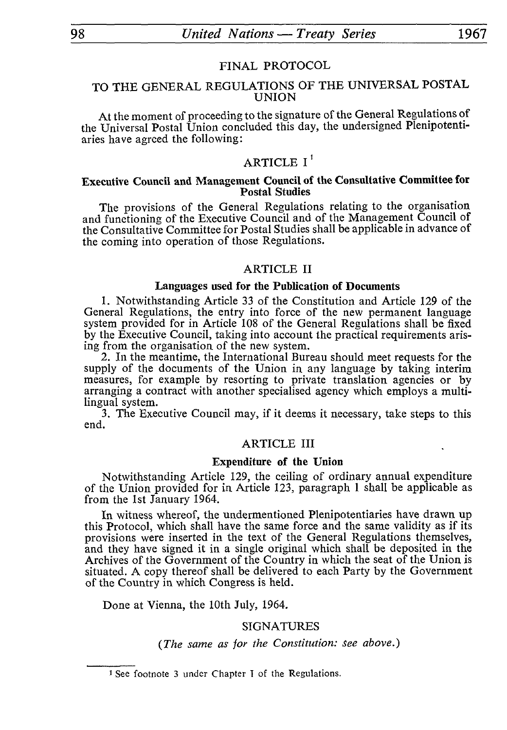## FINAL PROTOCOL

## TO THE GENERAL REGULATIONS OF THE UNIVERSAL POSTAL UNION

At the moment of proceeding to the signature of the General Regulations of the Universal Postal Union concluded this day, the undersigned Plenipotentiaries have agreed the following:

### ARTICLE I[1]

**Executive Council and Management Council of the Consultative Committee for Postal Studies**

The provisions of the General Regulations relating to the organisation and functioning of the Executive Council and of the Management Council of the Consultative Committee for Postal Studies shall be applicable in advance of the coming into operation of those Regulations.

### ARTICLE II

**Languages used for the Publication of Documents**

1. Notwithstanding Article 33 of the Constitution and Article 129 of the General Regulations, the entry into force of the new permanent language system provided for in Article 108 of the General Regulations shall be fixed by the Executive Council, taking into account the practical requirements arising from the organisation of the new system.

2. In the meantime, the International Bureau should meet requests for the supply of the documents of the Union in any language by taking interim measures, for example by resorting to private translation agencies or by arranging a contract with another specialised agency which employs a multilingual system.

3. The Executive Council may, if it deems it necessary, take steps to this end.

### ARTICLE III

**Expenditure of the Union**

Notwithstanding Article 129, the ceiling of ordinary annual expenditure of the Union provided for in Article 123, paragraph 1 shall be applicable as from the 1st January 1964.

In witness whereof, the undermentioned Plenipotentiaries have drawn up this Protocol, which shall have the same force and the same validity as if its provisions were inserted in the text of the General Regulations themselves, and they have signed it in a single original which shall be deposited in the Archives of the Government of the Country in which the seat of the Union is situated. A copy thereof shall be delivered to each Party by the Government of the Country in which Congress is held.

Done at Vienna, the 10th July, 1964.

SIGNATURES

*(The same as for the Constitution: see above.)*

---

[1] See footnote 3 under Chapter I of the Regulations.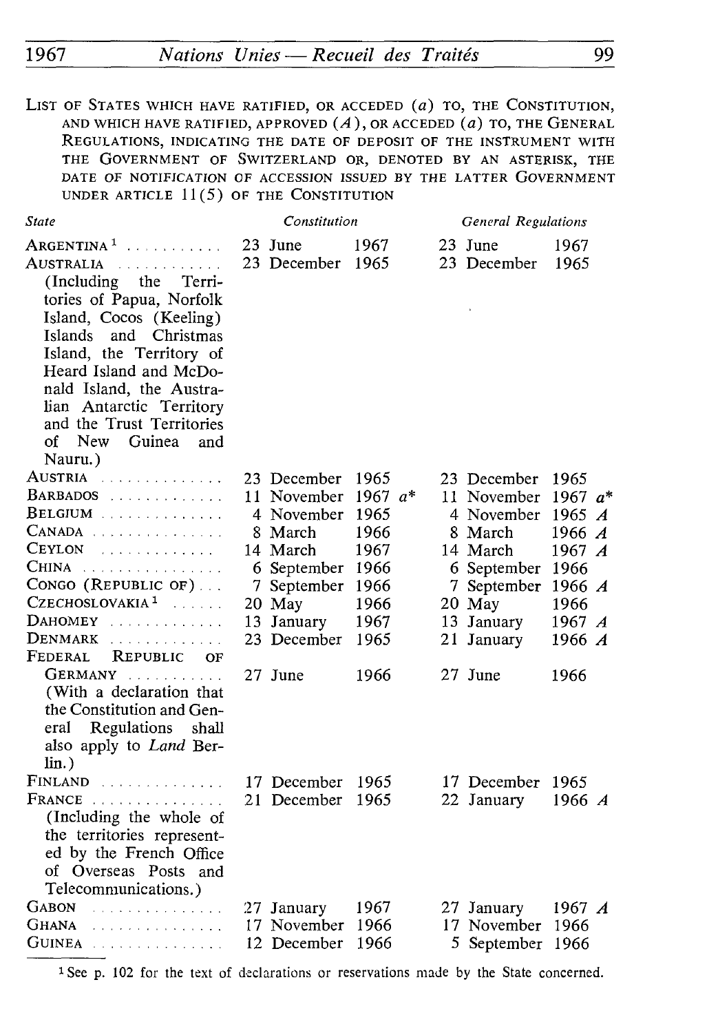LIST OF STATES WHICH HAVE RATIFIED, OR ACCEDED (*a*) TO, THE CONSTITUTION, AND WHICH HAVE RATIFIED, APPROVED (*A*), OR ACCEDED (*a*) TO, THE GENERAL REGULATIONS, INDICATING THE DATE OF DEPOSIT OF THE INSTRUMENT WITH THE GOVERNMENT OF SWITZERLAND OR, DENOTED BY AN ASTERISK, THE DATE OF NOTIFICATION OF ACCESSION ISSUED BY THE LATTER GOVERNMENT UNDER ARTICLE 11(5) OF THE CONSTITUTION

| *State* | *Constitution* | *General Regulations* |
|---|---|---|
| ARGENTINA [1] | 23 June 1967 | 23 June 1967 |
| AUSTRALIA (Including the Territories of Papua, Norfolk Island, Cocos (Keeling) Islands and Christmas Island, the Territory of Heard Island and McDonald Island, the Australian Antarctic Territory and the Trust Territories of New Guinea and Nauru.) | 23 December 1965 | 23 December 1965 |
| AUSTRIA | 23 December 1965 | 23 December 1965 |
| BARBADOS | 11 November 1967 *a*\* | 11 November 1967 *a*\* |
| BELGIUM | 4 November 1965 | 4 November 1965 *A* |
| CANADA | 8 March 1966 | 8 March 1966 *A* |
| CEYLON | 14 March 1967 | 14 March 1967 *A* |
| CHINA | 6 September 1966 | 6 September 1966 |
| CONGO (REPUBLIC OF) | 7 September 1966 | 7 September 1966 *A* |
| CZECHOSLOVAKIA [1] | 20 May 1966 | 20 May 1966 |
| DAHOMEY | 13 January 1967 | 13 January 1967 *A* |
| DENMARK | 23 December 1965 | 21 January 1966 *A* |
| FEDERAL REPUBLIC OF GERMANY (With a declaration that the Constitution and General Regulations shall also apply to *Land* Berlin.) | 27 June 1966 | 27 June 1966 |
| FINLAND | 17 December 1965 | 17 December 1965 |
| FRANCE (Including the whole of the territories represented by the French Office of Overseas Posts and Telecommunications.) | 21 December 1965 | 22 January 1966 *A* |
| GABON | 27 January 1967 | 27 January 1967 *A* |
| GHANA | 17 November 1966 | 17 November 1966 |
| GUINEA | 12 December 1966 | 5 September 1966 |

[1] See p. 102 for the text of declarations or reservations made by the State concerned.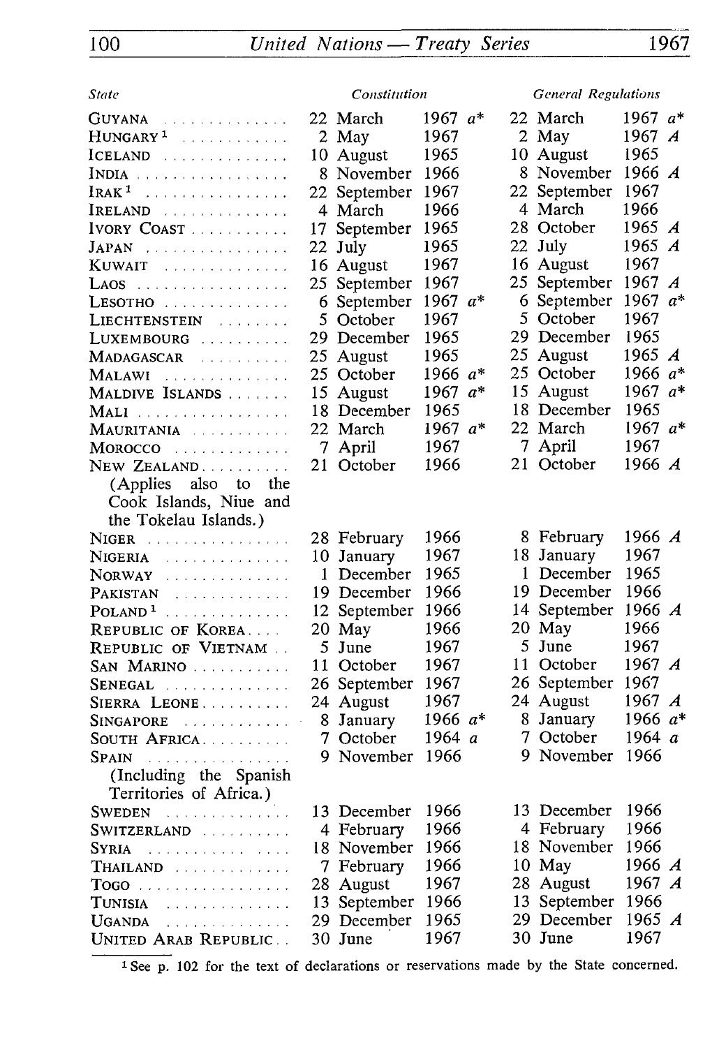| State | Constitution | General Regulations |
|---|---|---|
| GUYANA | 22 March 1967 *a** | 22 March 1967 *a** |
| HUNGARY[1] | 2 May 1967 | 2 May 1967 *A* |
| ICELAND | 10 August 1965 | 10 August 1965 |
| INDIA | 8 November 1966 | 8 November 1966 *A* |
| IRAK[1] | 22 September 1967 | 22 September 1967 |
| IRELAND | 4 March 1966 | 4 March 1966 |
| IVORY COAST | 17 September 1965 | 28 October 1965 *A* |
| JAPAN | 22 July 1965 | 22 July 1965 *A* |
| KUWAIT | 16 August 1967 | 16 August 1967 |
| LAOS | 25 September 1967 | 25 September 1967 *A* |
| LESOTHO | 6 September 1967 *a** | 6 September 1967 *a** |
| LIECHTENSTEIN | 5 October 1967 | 5 October 1967 |
| LUXEMBOURG | 29 December 1965 | 29 December 1965 |
| MADAGASCAR | 25 August 1965 | 25 August 1965 *A* |
| MALAWI | 25 October 1966 *a** | 25 October 1966 *a** |
| MALDIVE ISLANDS | 15 August 1967 *a** | 15 August 1967 *a** |
| MALI | 18 December 1965 | 18 December 1965 |
| MAURITANIA | 22 March 1967 *a** | 22 March 1967 *a** |
| MOROCCO | 7 April 1967 | 7 April 1967 |
| NEW ZEALAND (Applies also to the Cook Islands, Niue and the Tokelau Islands.) | 21 October 1966 | 21 October 1966 *A* |
| NIGER | 28 February 1966 | 8 February 1966 *A* |
| NIGERIA | 10 January 1967 | 18 January 1967 |
| NORWAY | 1 December 1965 | 1 December 1965 |
| PAKISTAN | 19 December 1966 | 19 December 1966 |
| POLAND[1] | 12 September 1966 | 14 September 1966 *A* |
| REPUBLIC OF KOREA | 20 May 1966 | 20 May 1966 |
| REPUBLIC OF VIETNAM | 5 June 1967 | 5 June 1967 |
| SAN MARINO | 11 October 1967 | 11 October 1967 *A* |
| SENEGAL | 26 September 1967 | 26 September 1967 |
| SIERRA LEONE | 24 August 1967 | 24 August 1967 *A* |
| SINGAPORE | 8 January 1966 *a** | 8 January 1966 *a** |
| SOUTH AFRICA | 7 October 1964 *a* | 7 October 1964 *a* |
| SPAIN (Including the Spanish Territories of Africa.) | 9 November 1966 | 9 November 1966 |
| SWEDEN | 13 December 1966 | 13 December 1966 |
| SWITZERLAND | 4 February 1966 | 4 February 1966 |
| SYRIA | 18 November 1966 | 18 November 1966 |
| THAILAND | 7 February 1966 | 10 May 1966 *A* |
| TOGO | 28 August 1967 | 28 August 1967 *A* |
| TUNISIA | 13 September 1966 | 13 September 1966 |
| UGANDA | 29 December 1965 | 29 December 1965 *A* |
| UNITED ARAB REPUBLIC | 30 June 1967 | 30 June 1967 |

[1] See p. 102 for the text of declarations or reservations made by the State concerned.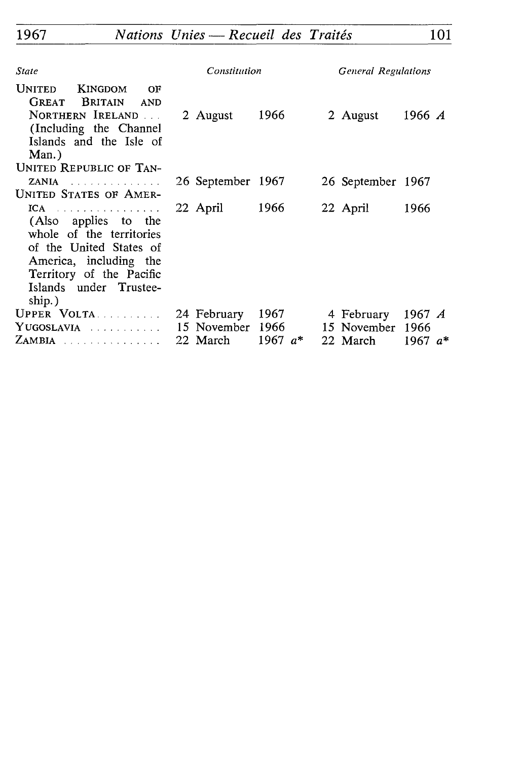| *State* | *Constitution* | *General Regulations* |
|---|---|---|
| UNITED KINGDOM OF GREAT BRITAIN AND NORTHERN IRELAND . . . (Including the Channel Islands and the Isle of Man.) | 2 August 1966 | 2 August 1966 *A* |
| UNITED REPUBLIC OF TANZANIA . . . . . . . . . . . . . . | 26 September 1967 | 26 September 1967 |
| UNITED STATES OF AMERICA . . . . . . . . . . . . . . . . (Also applies to the whole of the territories of the United States of America, including the Territory of the Pacific Islands under Trusteeship.) | 22 April 1966 | 22 April 1966 |
| UPPER VOLTA . . . . . . . . . . | 24 February 1967 | 4 February 1967 *A* |
| YUGOSLAVIA . . . . . . . . . . . | 15 November 1966 | 15 November 1966 |
| ZAMBIA . . . . . . . . . . . . . . . | 22 March 1967 *a*\* | 22 March 1967 *a*\* |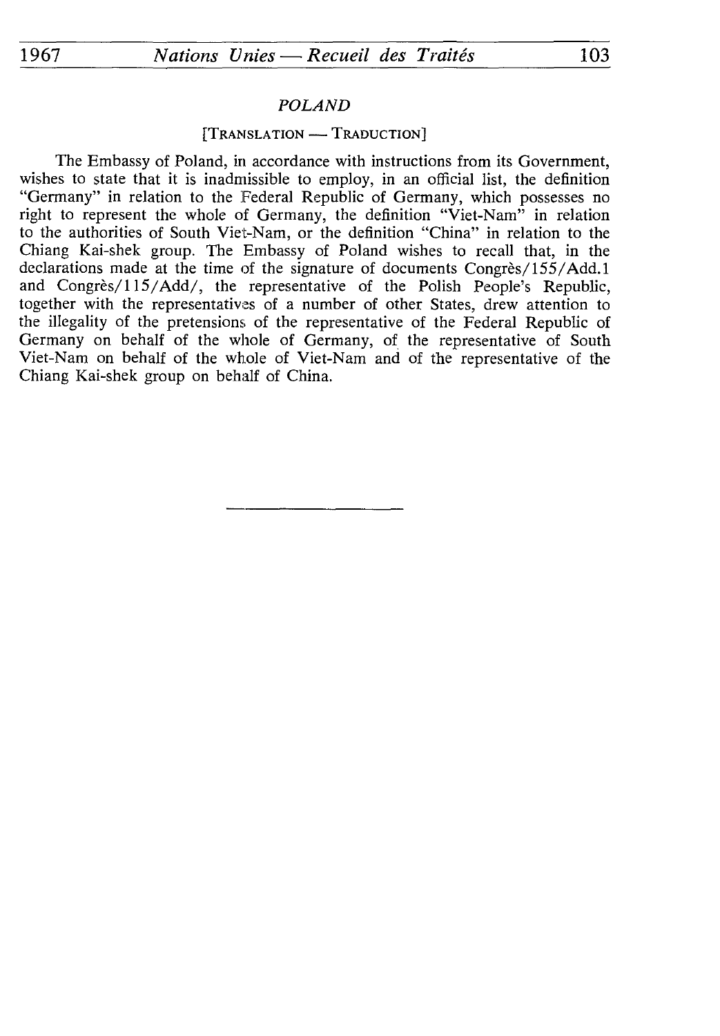*POLAND*

[TRANSLATION — TRADUCTION]

The Embassy of Poland, in accordance with instructions from its Government, wishes to state that it is inadmissible to employ, in an official list, the definition "Germany" in relation to the Federal Republic of Germany, which possesses no right to represent the whole of Germany, the definition "Viet-Nam" in relation to the authorities of South Viet-Nam, or the definition "China" in relation to the Chiang Kai-shek group. The Embassy of Poland wishes to recall that, in the declarations made at the time of the signature of documents Congrès/155/Add.1 and Congrès/115/Add/, the representative of the Polish People's Republic, together with the representatives of a number of other States, drew attention to the illegality of the pretensions of the representative of the Federal Republic of Germany on behalf of the whole of Germany, of the representative of South Viet-Nam on behalf of the whole of Viet-Nam and of the representative of the Chiang Kai-shek group on behalf of China.